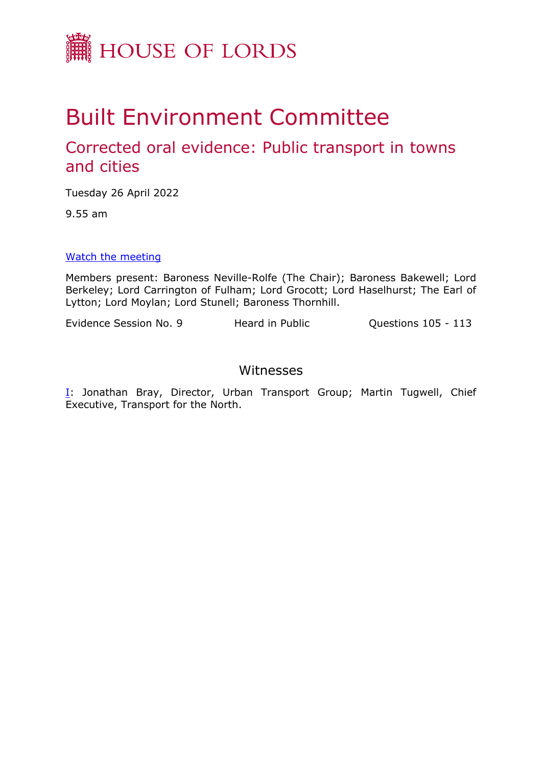HOUSE OF LORDS

# Built Environment Committee

## Corrected oral evidence: Public transport in towns and cities

Tuesday 26 April 2022

9.55 am

[Watch the meeting](#)

Members present: Baroness Neville-Rolfe (The Chair); Baroness Bakewell; Lord Berkeley; Lord Carrington of Fulham; Lord Grocott; Lord Haselhurst; The Earl of Lytton; Lord Moylan; Lord Stunell; Baroness Thornhill.

Evidence Session No. 9 | Heard in Public | Questions 105 - 113

### Witnesses

I: Jonathan Bray, Director, Urban Transport Group; Martin Tugwell, Chief Executive, Transport for the North.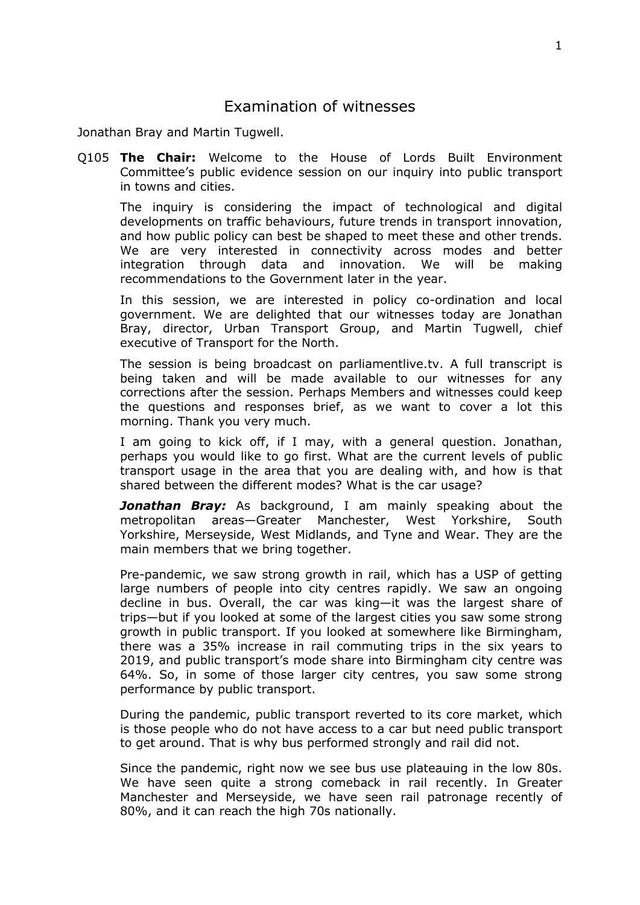# Examination of witnesses

Jonathan Bray and Martin Tugwell.

Q105 **The Chair:** Welcome to the House of Lords Built Environment Committee's public evidence session on our inquiry into public transport in towns and cities.

The inquiry is considering the impact of technological and digital developments on traffic behaviours, future trends in transport innovation, and how public policy can best be shaped to meet these and other trends. We are very interested in connectivity across modes and better integration through data and innovation. We will be making recommendations to the Government later in the year.

In this session, we are interested in policy co-ordination and local government. We are delighted that our witnesses today are Jonathan Bray, director, Urban Transport Group, and Martin Tugwell, chief executive of Transport for the North.

The session is being broadcast on parliamentlive.tv. A full transcript is being taken and will be made available to our witnesses for any corrections after the session. Perhaps Members and witnesses could keep the questions and responses brief, as we want to cover a lot this morning. Thank you very much.

I am going to kick off, if I may, with a general question. Jonathan, perhaps you would like to go first. What are the current levels of public transport usage in the area that you are dealing with, and how is that shared between the different modes? What is the car usage?

***Jonathan Bray:*** As background, I am mainly speaking about the metropolitan areas—Greater Manchester, West Yorkshire, South Yorkshire, Merseyside, West Midlands, and Tyne and Wear. They are the main members that we bring together.

Pre-pandemic, we saw strong growth in rail, which has a USP of getting large numbers of people into city centres rapidly. We saw an ongoing decline in bus. Overall, the car was king—it was the largest share of trips—but if you looked at some of the largest cities you saw some strong growth in public transport. If you looked at somewhere like Birmingham, there was a 35% increase in rail commuting trips in the six years to 2019, and public transport's mode share into Birmingham city centre was 64%. So, in some of those larger city centres, you saw some strong performance by public transport.

During the pandemic, public transport reverted to its core market, which is those people who do not have access to a car but need public transport to get around. That is why bus performed strongly and rail did not.

Since the pandemic, right now we see bus use plateauing in the low 80s. We have seen quite a strong comeback in rail recently. In Greater Manchester and Merseyside, we have seen rail patronage recently of 80%, and it can reach the high 70s nationally.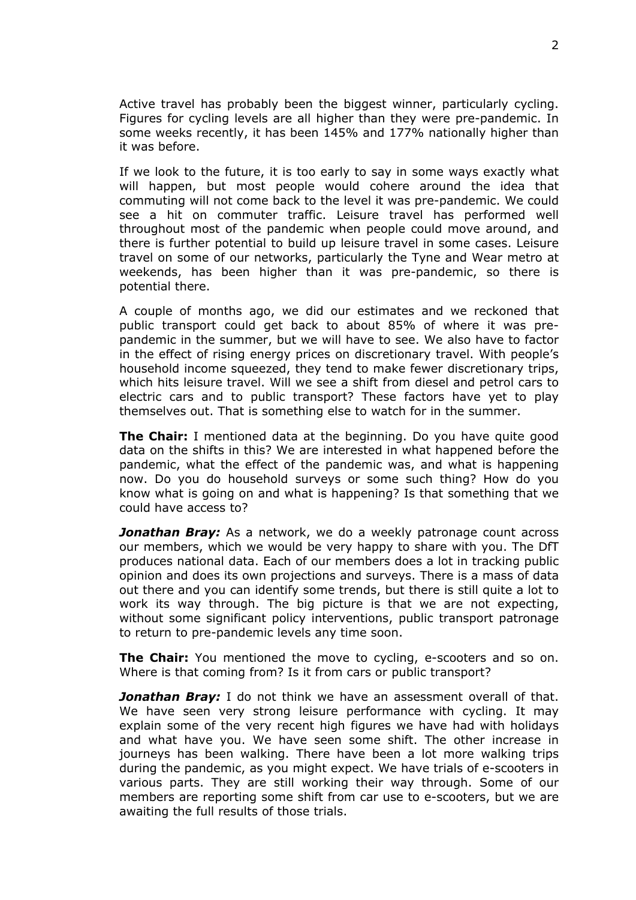Active travel has probably been the biggest winner, particularly cycling. Figures for cycling levels are all higher than they were pre-pandemic. In some weeks recently, it has been 145% and 177% nationally higher than it was before.

If we look to the future, it is too early to say in some ways exactly what will happen, but most people would cohere around the idea that commuting will not come back to the level it was pre-pandemic. We could see a hit on commuter traffic. Leisure travel has performed well throughout most of the pandemic when people could move around, and there is further potential to build up leisure travel in some cases. Leisure travel on some of our networks, particularly the Tyne and Wear metro at weekends, has been higher than it was pre-pandemic, so there is potential there.

A couple of months ago, we did our estimates and we reckoned that public transport could get back to about 85% of where it was pre-pandemic in the summer, but we will have to see. We also have to factor in the effect of rising energy prices on discretionary travel. With people's household income squeezed, they tend to make fewer discretionary trips, which hits leisure travel. Will we see a shift from diesel and petrol cars to electric cars and to public transport? These factors have yet to play themselves out. That is something else to watch for in the summer.

**The Chair:** I mentioned data at the beginning. Do you have quite good data on the shifts in this? We are interested in what happened before the pandemic, what the effect of the pandemic was, and what is happening now. Do you do household surveys or some such thing? How do you know what is going on and what is happening? Is that something that we could have access to?

***Jonathan Bray:*** As a network, we do a weekly patronage count across our members, which we would be very happy to share with you. The DfT produces national data. Each of our members does a lot in tracking public opinion and does its own projections and surveys. There is a mass of data out there and you can identify some trends, but there is still quite a lot to work its way through. The big picture is that we are not expecting, without some significant policy interventions, public transport patronage to return to pre-pandemic levels any time soon.

**The Chair:** You mentioned the move to cycling, e-scooters and so on. Where is that coming from? Is it from cars or public transport?

***Jonathan Bray:*** I do not think we have an assessment overall of that. We have seen very strong leisure performance with cycling. It may explain some of the very recent high figures we have had with holidays and what have you. We have seen some shift. The other increase in journeys has been walking. There have been a lot more walking trips during the pandemic, as you might expect. We have trials of e-scooters in various parts. They are still working their way through. Some of our members are reporting some shift from car use to e-scooters, but we are awaiting the full results of those trials.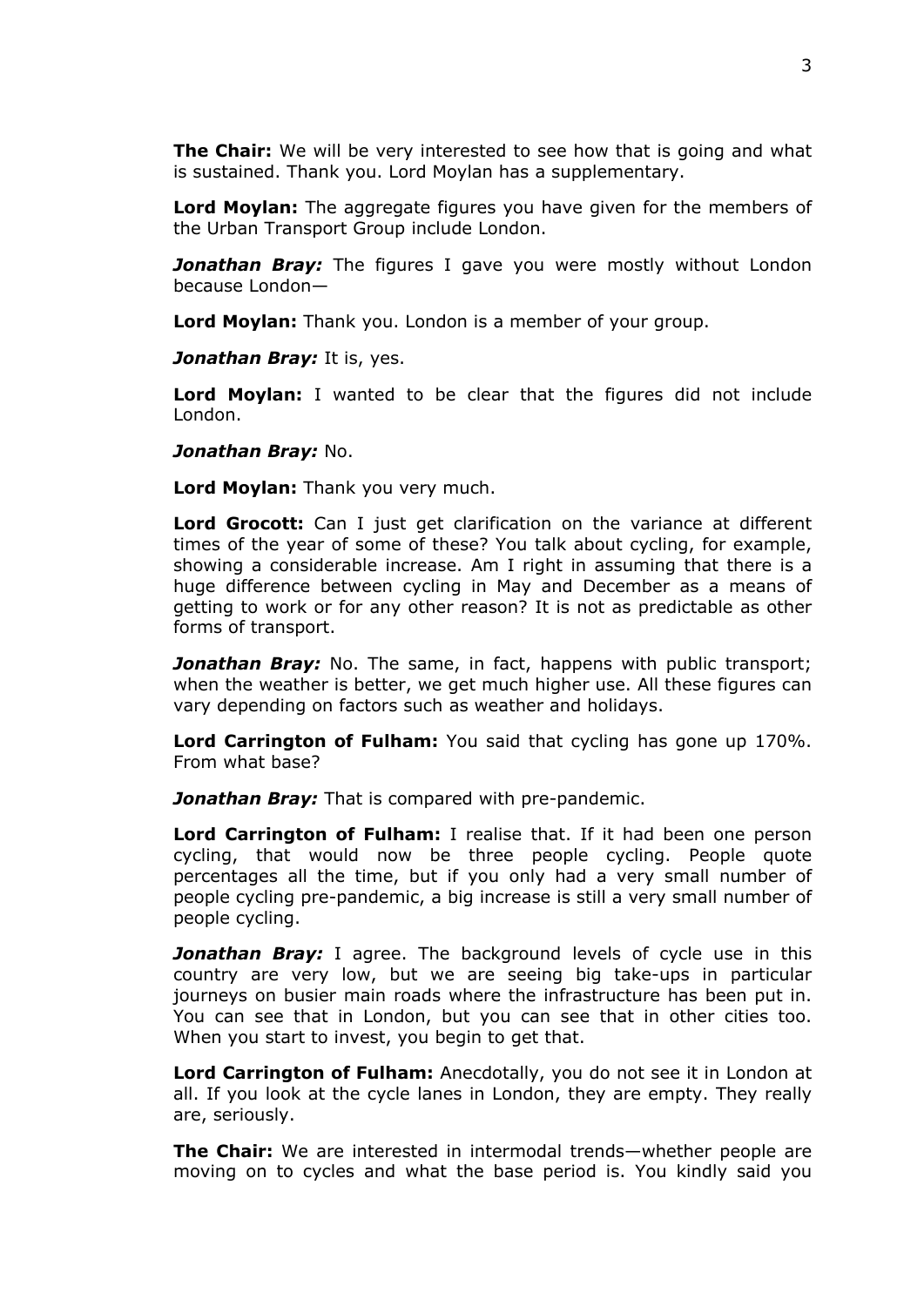**The Chair:** We will be very interested to see how that is going and what is sustained. Thank you. Lord Moylan has a supplementary.

**Lord Moylan:** The aggregate figures you have given for the members of the Urban Transport Group include London.

***Jonathan Bray:*** The figures I gave you were mostly without London because London—

**Lord Moylan:** Thank you. London is a member of your group.

***Jonathan Bray:*** It is, yes.

**Lord Moylan:** I wanted to be clear that the figures did not include London.

***Jonathan Bray:*** No.

**Lord Moylan:** Thank you very much.

**Lord Grocott:** Can I just get clarification on the variance at different times of the year of some of these? You talk about cycling, for example, showing a considerable increase. Am I right in assuming that there is a huge difference between cycling in May and December as a means of getting to work or for any other reason? It is not as predictable as other forms of transport.

***Jonathan Bray:*** No. The same, in fact, happens with public transport; when the weather is better, we get much higher use. All these figures can vary depending on factors such as weather and holidays.

**Lord Carrington of Fulham:** You said that cycling has gone up 170%. From what base?

***Jonathan Bray:*** That is compared with pre-pandemic.

**Lord Carrington of Fulham:** I realise that. If it had been one person cycling, that would now be three people cycling. People quote percentages all the time, but if you only had a very small number of people cycling pre-pandemic, a big increase is still a very small number of people cycling.

***Jonathan Bray:*** I agree. The background levels of cycle use in this country are very low, but we are seeing big take-ups in particular journeys on busier main roads where the infrastructure has been put in. You can see that in London, but you can see that in other cities too. When you start to invest, you begin to get that.

**Lord Carrington of Fulham:** Anecdotally, you do not see it in London at all. If you look at the cycle lanes in London, they are empty. They really are, seriously.

**The Chair:** We are interested in intermodal trends—whether people are moving on to cycles and what the base period is. You kindly said you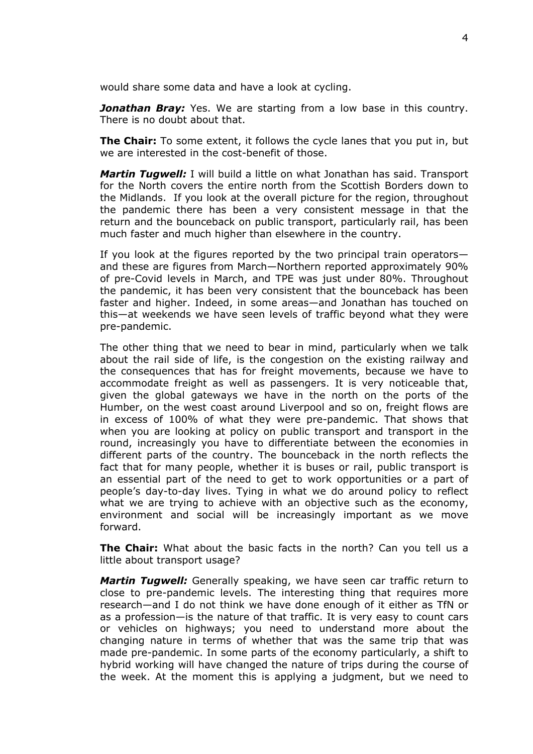would share some data and have a look at cycling.

***Jonathan Bray:*** Yes. We are starting from a low base in this country. There is no doubt about that.

**The Chair:** To some extent, it follows the cycle lanes that you put in, but we are interested in the cost-benefit of those.

***Martin Tugwell:*** I will build a little on what Jonathan has said. Transport for the North covers the entire north from the Scottish Borders down to the Midlands. If you look at the overall picture for the region, throughout the pandemic there has been a very consistent message in that the return and the bounceback on public transport, particularly rail, has been much faster and much higher than elsewhere in the country.

If you look at the figures reported by the two principal train operators—and these are figures from March—Northern reported approximately 90% of pre-Covid levels in March, and TPE was just under 80%. Throughout the pandemic, it has been very consistent that the bounceback has been faster and higher. Indeed, in some areas—and Jonathan has touched on this—at weekends we have seen levels of traffic beyond what they were pre-pandemic.

The other thing that we need to bear in mind, particularly when we talk about the rail side of life, is the congestion on the existing railway and the consequences that has for freight movements, because we have to accommodate freight as well as passengers. It is very noticeable that, given the global gateways we have in the north on the ports of the Humber, on the west coast around Liverpool and so on, freight flows are in excess of 100% of what they were pre-pandemic. That shows that when you are looking at policy on public transport and transport in the round, increasingly you have to differentiate between the economies in different parts of the country. The bounceback in the north reflects the fact that for many people, whether it is buses or rail, public transport is an essential part of the need to get to work opportunities or a part of people's day-to-day lives. Tying in what we do around policy to reflect what we are trying to achieve with an objective such as the economy, environment and social will be increasingly important as we move forward.

**The Chair:** What about the basic facts in the north? Can you tell us a little about transport usage?

***Martin Tugwell:*** Generally speaking, we have seen car traffic return to close to pre-pandemic levels. The interesting thing that requires more research—and I do not think we have done enough of it either as TfN or as a profession—is the nature of that traffic. It is very easy to count cars or vehicles on highways; you need to understand more about the changing nature in terms of whether that was the same trip that was made pre-pandemic. In some parts of the economy particularly, a shift to hybrid working will have changed the nature of trips during the course of the week. At the moment this is applying a judgment, but we need to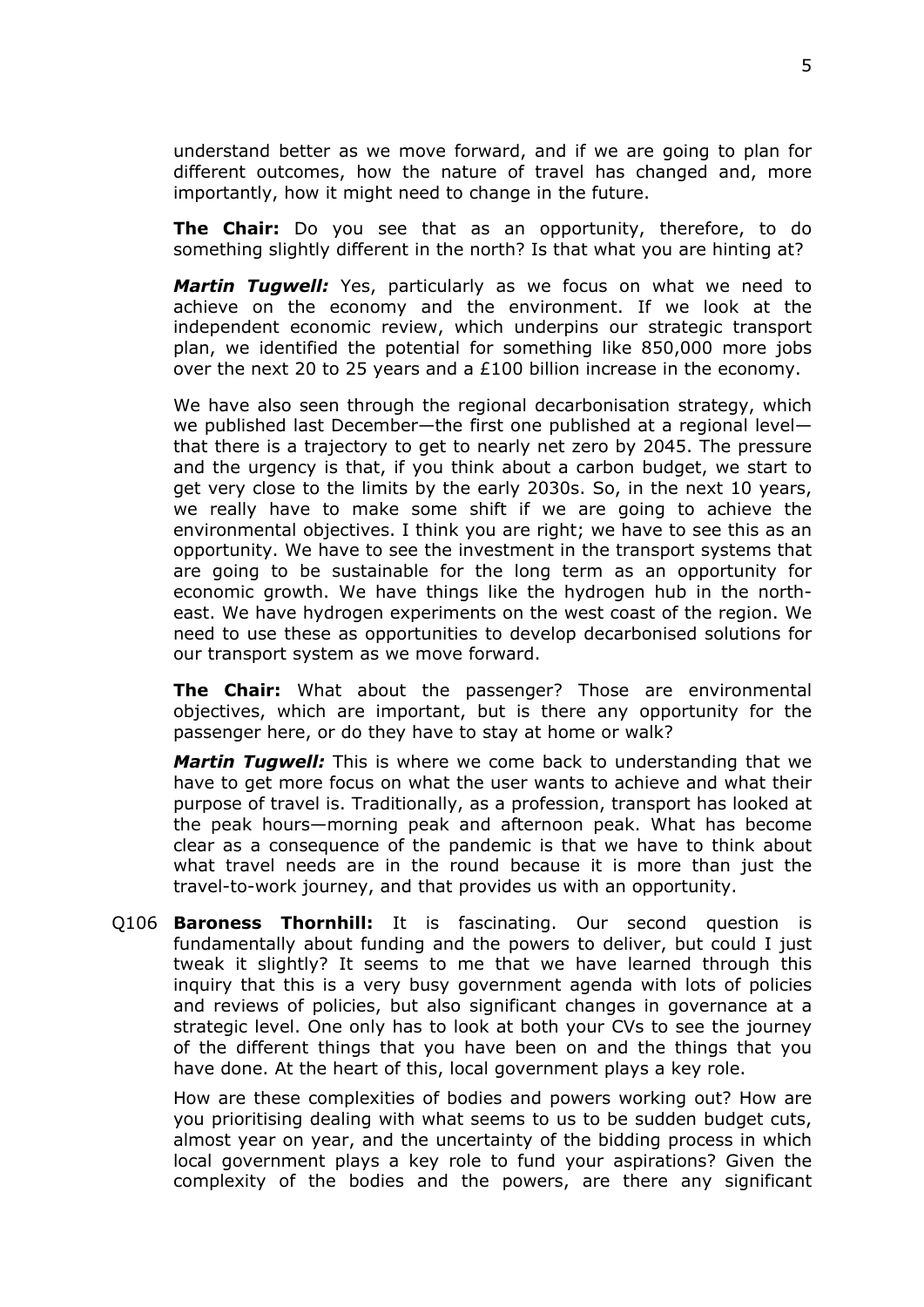understand better as we move forward, and if we are going to plan for different outcomes, how the nature of travel has changed and, more importantly, how it might need to change in the future.

**The Chair:** Do you see that as an opportunity, therefore, to do something slightly different in the north? Is that what you are hinting at?

***Martin Tugwell:*** Yes, particularly as we focus on what we need to achieve on the economy and the environment. If we look at the independent economic review, which underpins our strategic transport plan, we identified the potential for something like 850,000 more jobs over the next 20 to 25 years and a £100 billion increase in the economy.

We have also seen through the regional decarbonisation strategy, which we published last December—the first one published at a regional level—that there is a trajectory to get to nearly net zero by 2045. The pressure and the urgency is that, if you think about a carbon budget, we start to get very close to the limits by the early 2030s. So, in the next 10 years, we really have to make some shift if we are going to achieve the environmental objectives. I think you are right; we have to see this as an opportunity. We have to see the investment in the transport systems that are going to be sustainable for the long term as an opportunity for economic growth. We have things like the hydrogen hub in the north-east. We have hydrogen experiments on the west coast of the region. We need to use these as opportunities to develop decarbonised solutions for our transport system as we move forward.

**The Chair:** What about the passenger? Those are environmental objectives, which are important, but is there any opportunity for the passenger here, or do they have to stay at home or walk?

***Martin Tugwell:*** This is where we come back to understanding that we have to get more focus on what the user wants to achieve and what their purpose of travel is. Traditionally, as a profession, transport has looked at the peak hours—morning peak and afternoon peak. What has become clear as a consequence of the pandemic is that we have to think about what travel needs are in the round because it is more than just the travel-to-work journey, and that provides us with an opportunity.

Q106 **Baroness Thornhill:** It is fascinating. Our second question is fundamentally about funding and the powers to deliver, but could I just tweak it slightly? It seems to me that we have learned through this inquiry that this is a very busy government agenda with lots of policies and reviews of policies, but also significant changes in governance at a strategic level. One only has to look at both your CVs to see the journey of the different things that you have been on and the things that you have done. At the heart of this, local government plays a key role.

How are these complexities of bodies and powers working out? How are you prioritising dealing with what seems to us to be sudden budget cuts, almost year on year, and the uncertainty of the bidding process in which local government plays a key role to fund your aspirations? Given the complexity of the bodies and the powers, are there any significant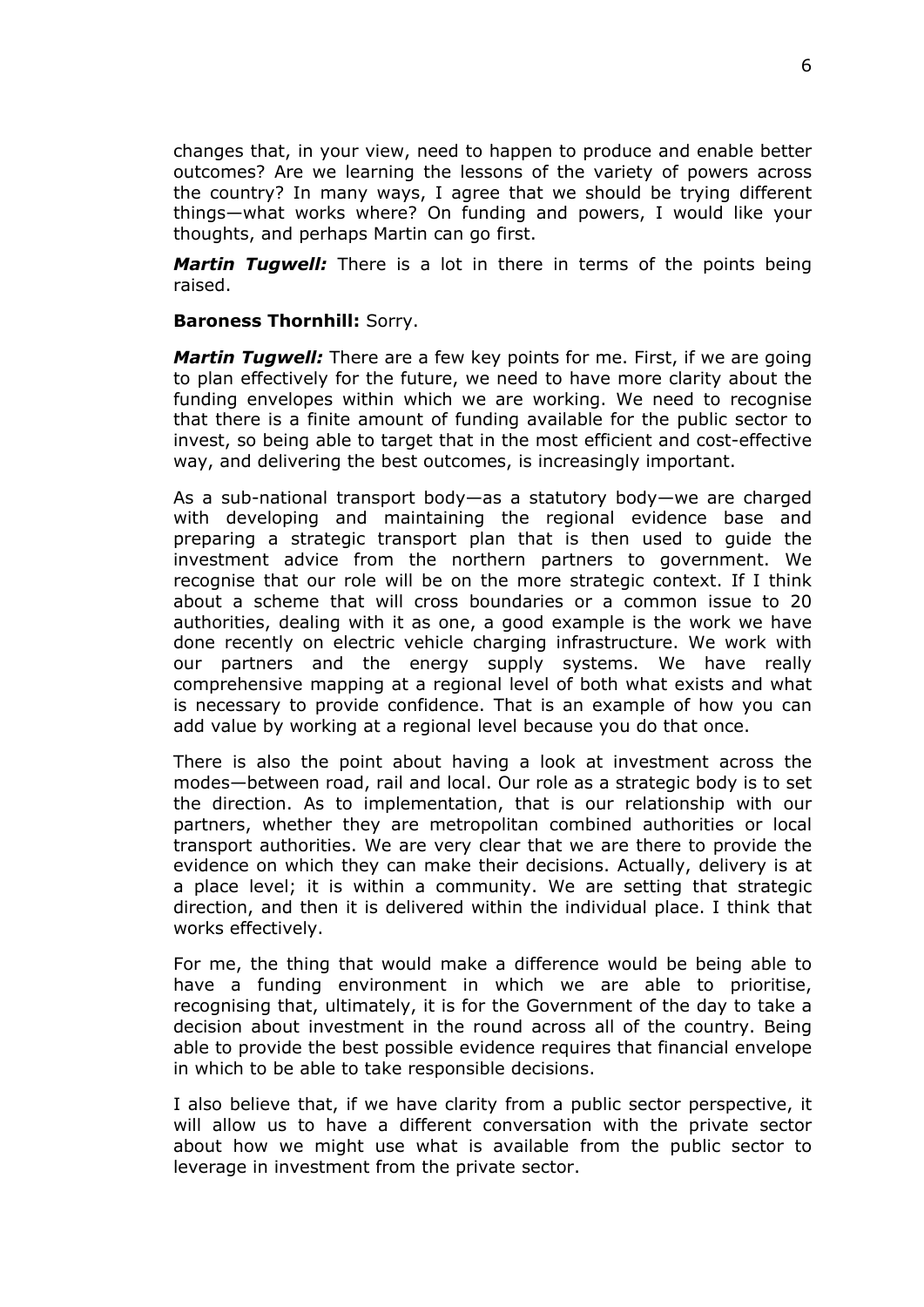changes that, in your view, need to happen to produce and enable better outcomes? Are we learning the lessons of the variety of powers across the country? In many ways, I agree that we should be trying different things—what works where? On funding and powers, I would like your thoughts, and perhaps Martin can go first.

***Martin Tugwell:*** There is a lot in there in terms of the points being raised.

**Baroness Thornhill:** Sorry.

***Martin Tugwell:*** There are a few key points for me. First, if we are going to plan effectively for the future, we need to have more clarity about the funding envelopes within which we are working. We need to recognise that there is a finite amount of funding available for the public sector to invest, so being able to target that in the most efficient and cost-effective way, and delivering the best outcomes, is increasingly important.

As a sub-national transport body—as a statutory body—we are charged with developing and maintaining the regional evidence base and preparing a strategic transport plan that is then used to guide the investment advice from the northern partners to government. We recognise that our role will be on the more strategic context. If I think about a scheme that will cross boundaries or a common issue to 20 authorities, dealing with it as one, a good example is the work we have done recently on electric vehicle charging infrastructure. We work with our partners and the energy supply systems. We have really comprehensive mapping at a regional level of both what exists and what is necessary to provide confidence. That is an example of how you can add value by working at a regional level because you do that once.

There is also the point about having a look at investment across the modes—between road, rail and local. Our role as a strategic body is to set the direction. As to implementation, that is our relationship with our partners, whether they are metropolitan combined authorities or local transport authorities. We are very clear that we are there to provide the evidence on which they can make their decisions. Actually, delivery is at a place level; it is within a community. We are setting that strategic direction, and then it is delivered within the individual place. I think that works effectively.

For me, the thing that would make a difference would be being able to have a funding environment in which we are able to prioritise, recognising that, ultimately, it is for the Government of the day to take a decision about investment in the round across all of the country. Being able to provide the best possible evidence requires that financial envelope in which to be able to take responsible decisions.

I also believe that, if we have clarity from a public sector perspective, it will allow us to have a different conversation with the private sector about how we might use what is available from the public sector to leverage in investment from the private sector.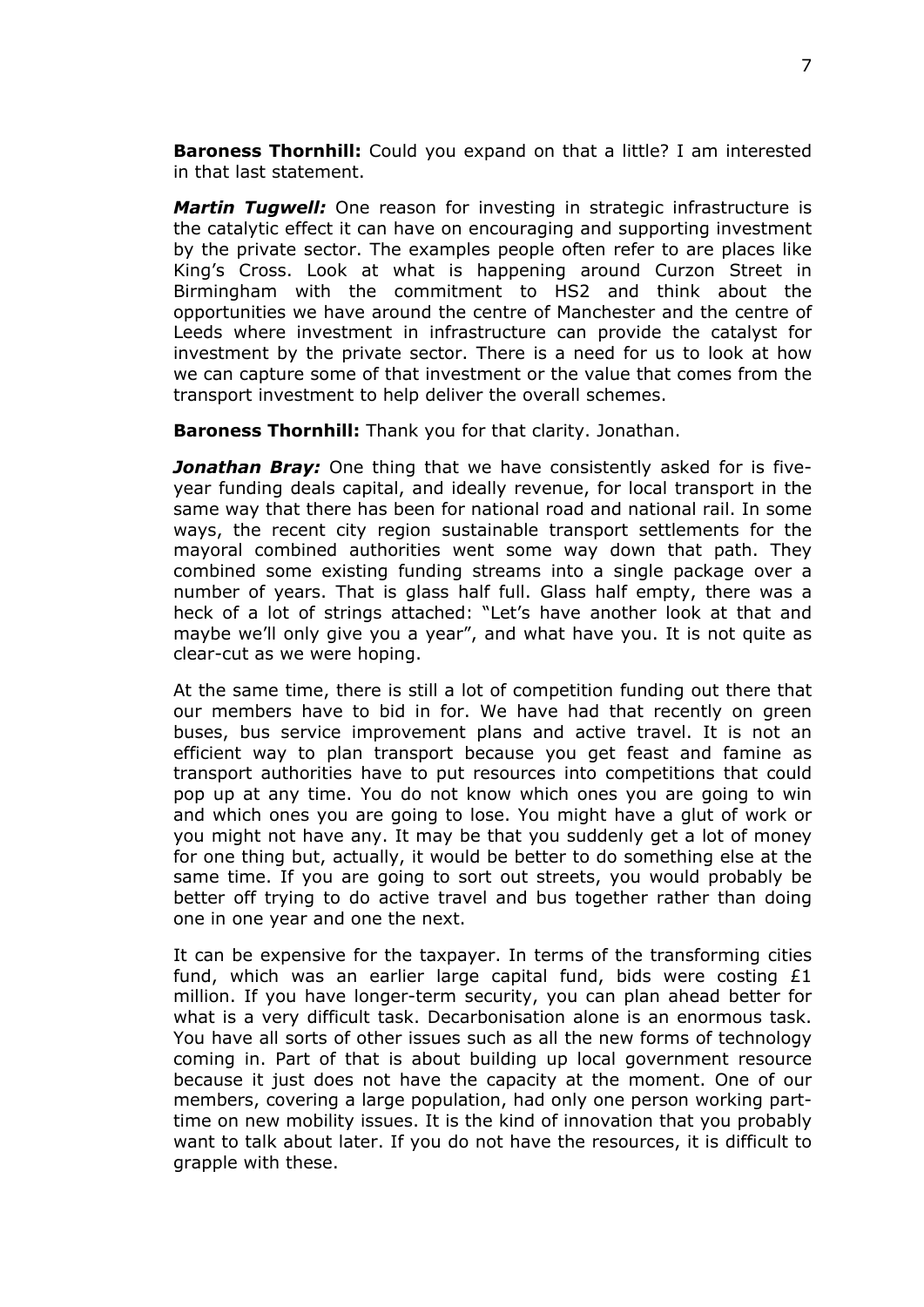**Baroness Thornhill:** Could you expand on that a little? I am interested in that last statement.

***Martin Tugwell:*** One reason for investing in strategic infrastructure is the catalytic effect it can have on encouraging and supporting investment by the private sector. The examples people often refer to are places like King's Cross. Look at what is happening around Curzon Street in Birmingham with the commitment to HS2 and think about the opportunities we have around the centre of Manchester and the centre of Leeds where investment in infrastructure can provide the catalyst for investment by the private sector. There is a need for us to look at how we can capture some of that investment or the value that comes from the transport investment to help deliver the overall schemes.

**Baroness Thornhill:** Thank you for that clarity. Jonathan.

***Jonathan Bray:*** One thing that we have consistently asked for is five-year funding deals capital, and ideally revenue, for local transport in the same way that there has been for national road and national rail. In some ways, the recent city region sustainable transport settlements for the mayoral combined authorities went some way down that path. They combined some existing funding streams into a single package over a number of years. That is glass half full. Glass half empty, there was a heck of a lot of strings attached: "Let's have another look at that and maybe we'll only give you a year", and what have you. It is not quite as clear-cut as we were hoping.

At the same time, there is still a lot of competition funding out there that our members have to bid in for. We have had that recently on green buses, bus service improvement plans and active travel. It is not an efficient way to plan transport because you get feast and famine as transport authorities have to put resources into competitions that could pop up at any time. You do not know which ones you are going to win and which ones you are going to lose. You might have a glut of work or you might not have any. It may be that you suddenly get a lot of money for one thing but, actually, it would be better to do something else at the same time. If you are going to sort out streets, you would probably be better off trying to do active travel and bus together rather than doing one in one year and one the next.

It can be expensive for the taxpayer. In terms of the transforming cities fund, which was an earlier large capital fund, bids were costing £1 million. If you have longer-term security, you can plan ahead better for what is a very difficult task. Decarbonisation alone is an enormous task. You have all sorts of other issues such as all the new forms of technology coming in. Part of that is about building up local government resource because it just does not have the capacity at the moment. One of our members, covering a large population, had only one person working part-time on new mobility issues. It is the kind of innovation that you probably want to talk about later. If you do not have the resources, it is difficult to grapple with these.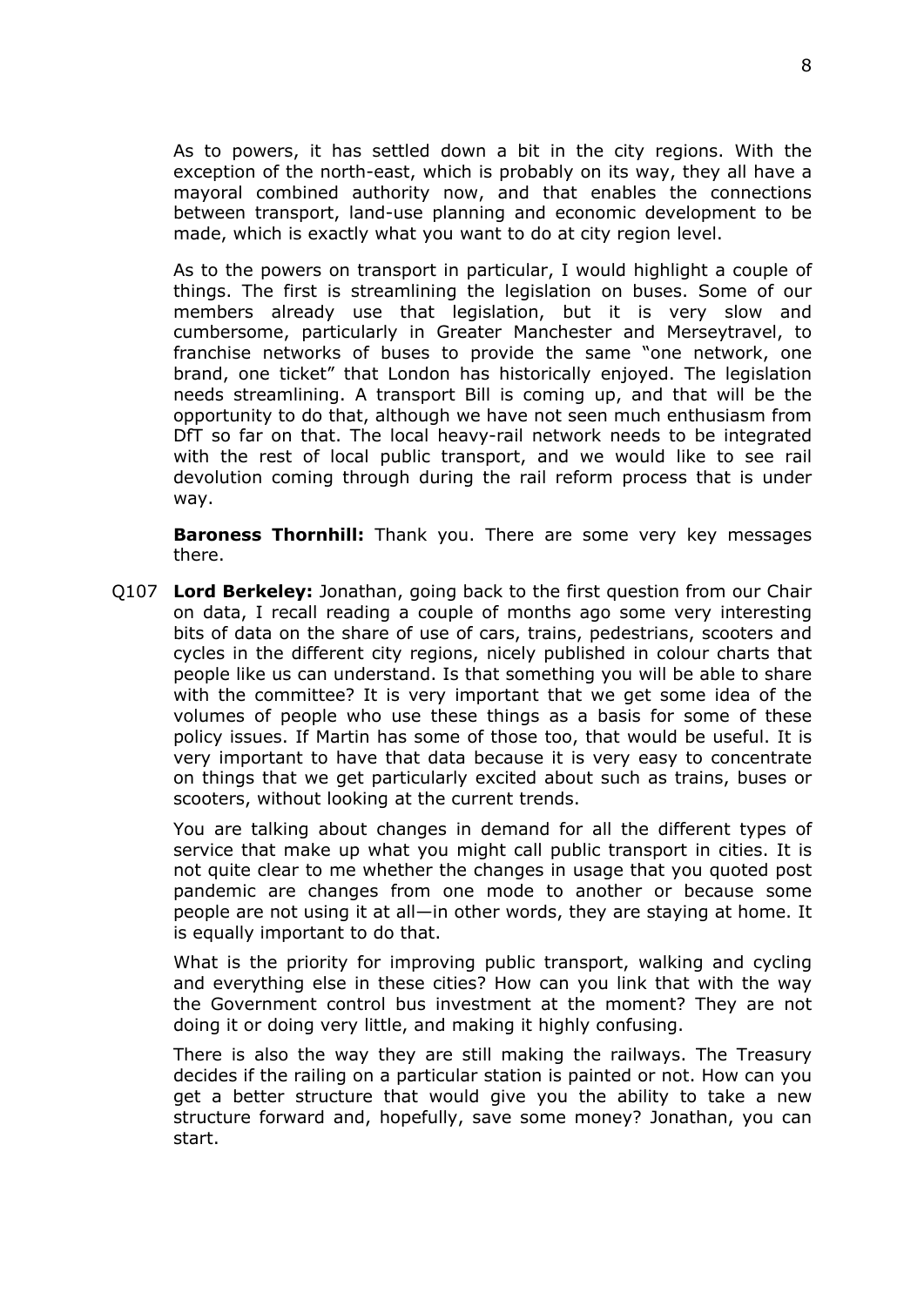As to powers, it has settled down a bit in the city regions. With the exception of the north-east, which is probably on its way, they all have a mayoral combined authority now, and that enables the connections between transport, land-use planning and economic development to be made, which is exactly what you want to do at city region level.

As to the powers on transport in particular, I would highlight a couple of things. The first is streamlining the legislation on buses. Some of our members already use that legislation, but it is very slow and cumbersome, particularly in Greater Manchester and Merseytravel, to franchise networks of buses to provide the same "one network, one brand, one ticket" that London has historically enjoyed. The legislation needs streamlining. A transport Bill is coming up, and that will be the opportunity to do that, although we have not seen much enthusiasm from DfT so far on that. The local heavy-rail network needs to be integrated with the rest of local public transport, and we would like to see rail devolution coming through during the rail reform process that is under way.

**Baroness Thornhill:** Thank you. There are some very key messages there.

Q107 **Lord Berkeley:** Jonathan, going back to the first question from our Chair on data, I recall reading a couple of months ago some very interesting bits of data on the share of use of cars, trains, pedestrians, scooters and cycles in the different city regions, nicely published in colour charts that people like us can understand. Is that something you will be able to share with the committee? It is very important that we get some idea of the volumes of people who use these things as a basis for some of these policy issues. If Martin has some of those too, that would be useful. It is very important to have that data because it is very easy to concentrate on things that we get particularly excited about such as trains, buses or scooters, without looking at the current trends.

You are talking about changes in demand for all the different types of service that make up what you might call public transport in cities. It is not quite clear to me whether the changes in usage that you quoted post pandemic are changes from one mode to another or because some people are not using it at all—in other words, they are staying at home. It is equally important to do that.

What is the priority for improving public transport, walking and cycling and everything else in these cities? How can you link that with the way the Government control bus investment at the moment? They are not doing it or doing very little, and making it highly confusing.

There is also the way they are still making the railways. The Treasury decides if the railing on a particular station is painted or not. How can you get a better structure that would give you the ability to take a new structure forward and, hopefully, save some money? Jonathan, you can start.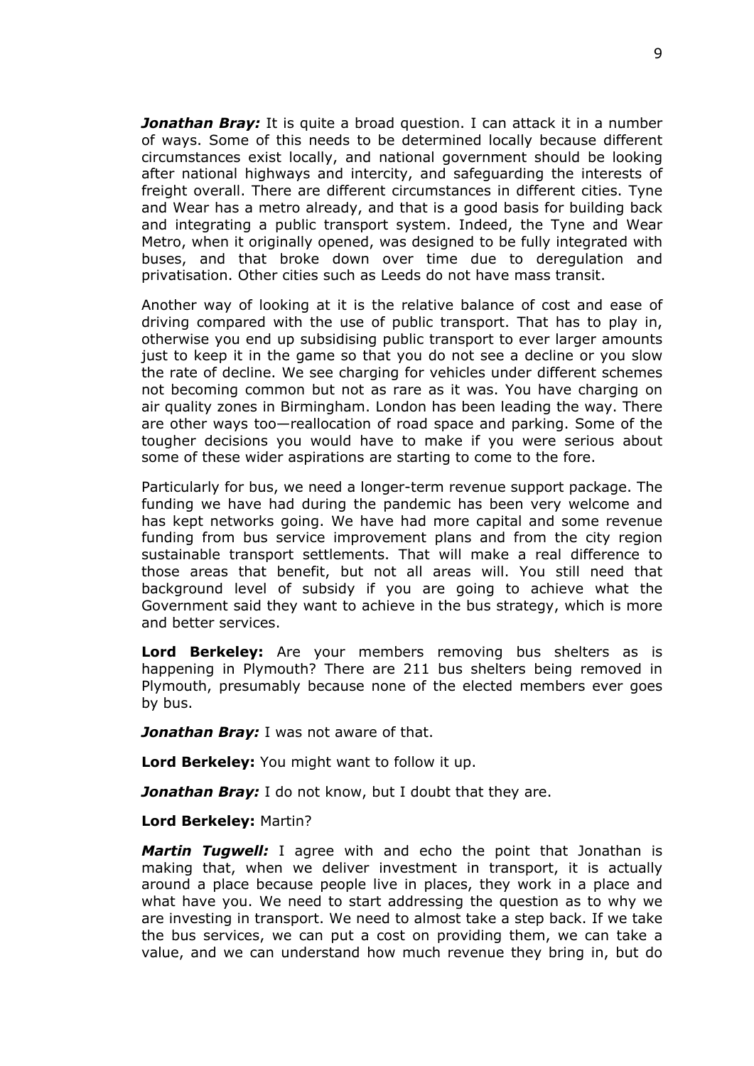***Jonathan Bray:*** It is quite a broad question. I can attack it in a number of ways. Some of this needs to be determined locally because different circumstances exist locally, and national government should be looking after national highways and intercity, and safeguarding the interests of freight overall. There are different circumstances in different cities. Tyne and Wear has a metro already, and that is a good basis for building back and integrating a public transport system. Indeed, the Tyne and Wear Metro, when it originally opened, was designed to be fully integrated with buses, and that broke down over time due to deregulation and privatisation. Other cities such as Leeds do not have mass transit.

Another way of looking at it is the relative balance of cost and ease of driving compared with the use of public transport. That has to play in, otherwise you end up subsidising public transport to ever larger amounts just to keep it in the game so that you do not see a decline or you slow the rate of decline. We see charging for vehicles under different schemes not becoming common but not as rare as it was. You have charging on air quality zones in Birmingham. London has been leading the way. There are other ways too—reallocation of road space and parking. Some of the tougher decisions you would have to make if you were serious about some of these wider aspirations are starting to come to the fore.

Particularly for bus, we need a longer-term revenue support package. The funding we have had during the pandemic has been very welcome and has kept networks going. We have had more capital and some revenue funding from bus service improvement plans and from the city region sustainable transport settlements. That will make a real difference to those areas that benefit, but not all areas will. You still need that background level of subsidy if you are going to achieve what the Government said they want to achieve in the bus strategy, which is more and better services.

**Lord Berkeley:** Are your members removing bus shelters as is happening in Plymouth? There are 211 bus shelters being removed in Plymouth, presumably because none of the elected members ever goes by bus.

***Jonathan Bray:*** I was not aware of that.

**Lord Berkeley:** You might want to follow it up.

***Jonathan Bray:*** I do not know, but I doubt that they are.

**Lord Berkeley:** Martin?

***Martin Tugwell:*** I agree with and echo the point that Jonathan is making that, when we deliver investment in transport, it is actually around a place because people live in places, they work in a place and what have you. We need to start addressing the question as to why we are investing in transport. We need to almost take a step back. If we take the bus services, we can put a cost on providing them, we can take a value, and we can understand how much revenue they bring in, but do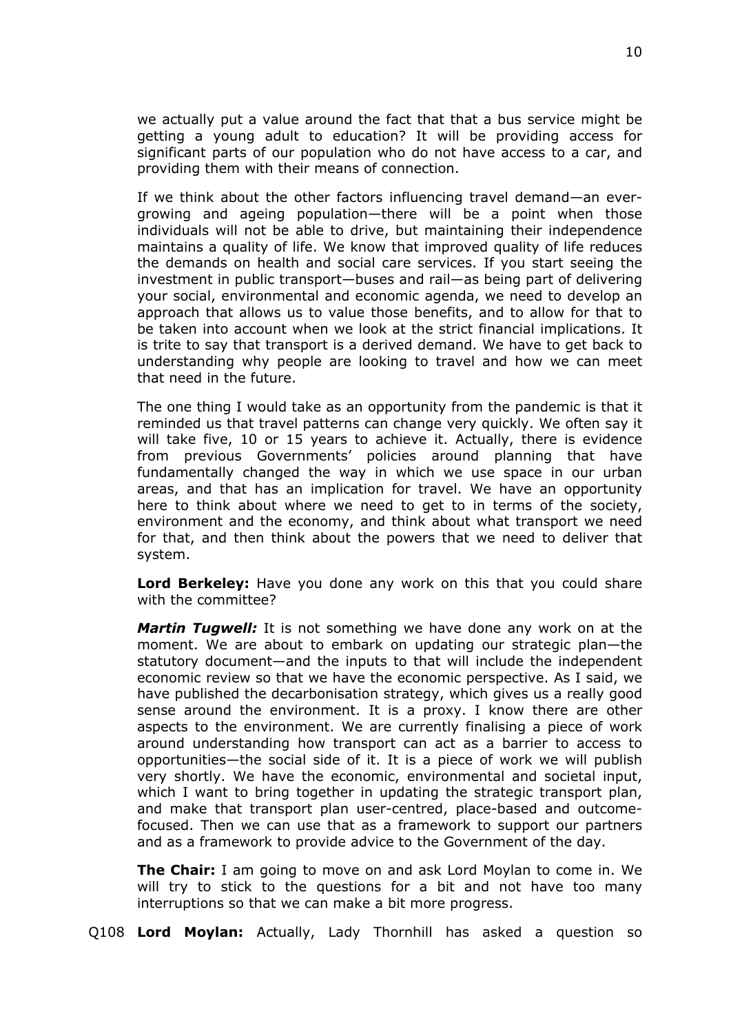we actually put a value around the fact that that a bus service might be getting a young adult to education? It will be providing access for significant parts of our population who do not have access to a car, and providing them with their means of connection.

If we think about the other factors influencing travel demand—an ever-growing and ageing population—there will be a point when those individuals will not be able to drive, but maintaining their independence maintains a quality of life. We know that improved quality of life reduces the demands on health and social care services. If you start seeing the investment in public transport—buses and rail—as being part of delivering your social, environmental and economic agenda, we need to develop an approach that allows us to value those benefits, and to allow for that to be taken into account when we look at the strict financial implications. It is trite to say that transport is a derived demand. We have to get back to understanding why people are looking to travel and how we can meet that need in the future.

The one thing I would take as an opportunity from the pandemic is that it reminded us that travel patterns can change very quickly. We often say it will take five, 10 or 15 years to achieve it. Actually, there is evidence from previous Governments' policies around planning that have fundamentally changed the way in which we use space in our urban areas, and that has an implication for travel. We have an opportunity here to think about where we need to get to in terms of the society, environment and the economy, and think about what transport we need for that, and then think about the powers that we need to deliver that system.

**Lord Berkeley:** Have you done any work on this that you could share with the committee?

***Martin Tugwell:*** It is not something we have done any work on at the moment. We are about to embark on updating our strategic plan—the statutory document—and the inputs to that will include the independent economic review so that we have the economic perspective. As I said, we have published the decarbonisation strategy, which gives us a really good sense around the environment. It is a proxy. I know there are other aspects to the environment. We are currently finalising a piece of work around understanding how transport can act as a barrier to access to opportunities—the social side of it. It is a piece of work we will publish very shortly. We have the economic, environmental and societal input, which I want to bring together in updating the strategic transport plan, and make that transport plan user-centred, place-based and outcome-focused. Then we can use that as a framework to support our partners and as a framework to provide advice to the Government of the day.

**The Chair:** I am going to move on and ask Lord Moylan to come in. We will try to stick to the questions for a bit and not have too many interruptions so that we can make a bit more progress.

Q108 **Lord Moylan:** Actually, Lady Thornhill has asked a question so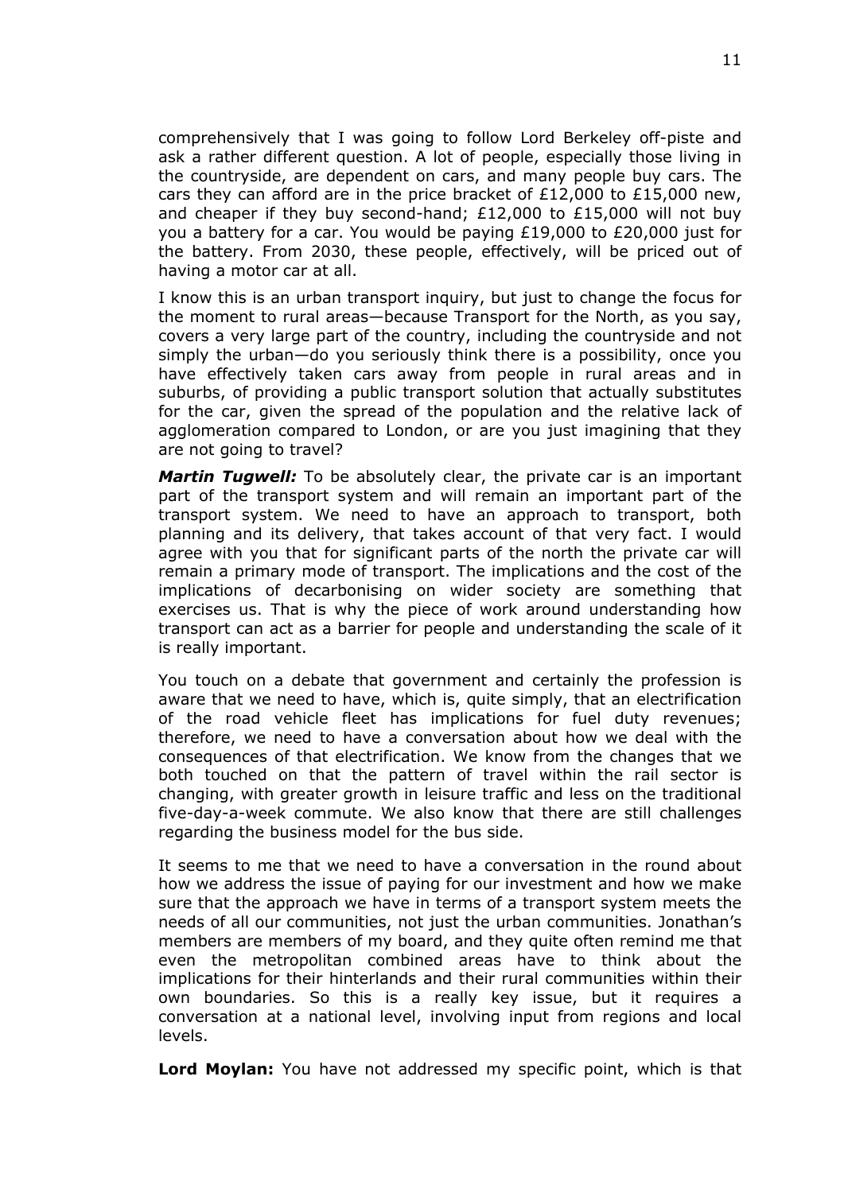comprehensively that I was going to follow Lord Berkeley off-piste and ask a rather different question. A lot of people, especially those living in the countryside, are dependent on cars, and many people buy cars. The cars they can afford are in the price bracket of £12,000 to £15,000 new, and cheaper if they buy second-hand; £12,000 to £15,000 will not buy you a battery for a car. You would be paying £19,000 to £20,000 just for the battery. From 2030, these people, effectively, will be priced out of having a motor car at all.

I know this is an urban transport inquiry, but just to change the focus for the moment to rural areas—because Transport for the North, as you say, covers a very large part of the country, including the countryside and not simply the urban—do you seriously think there is a possibility, once you have effectively taken cars away from people in rural areas and in suburbs, of providing a public transport solution that actually substitutes for the car, given the spread of the population and the relative lack of agglomeration compared to London, or are you just imagining that they are not going to travel?

***Martin Tugwell:*** To be absolutely clear, the private car is an important part of the transport system and will remain an important part of the transport system. We need to have an approach to transport, both planning and its delivery, that takes account of that very fact. I would agree with you that for significant parts of the north the private car will remain a primary mode of transport. The implications and the cost of the implications of decarbonising on wider society are something that exercises us. That is why the piece of work around understanding how transport can act as a barrier for people and understanding the scale of it is really important.

You touch on a debate that government and certainly the profession is aware that we need to have, which is, quite simply, that an electrification of the road vehicle fleet has implications for fuel duty revenues; therefore, we need to have a conversation about how we deal with the consequences of that electrification. We know from the changes that we both touched on that the pattern of travel within the rail sector is changing, with greater growth in leisure traffic and less on the traditional five-day-a-week commute. We also know that there are still challenges regarding the business model for the bus side.

It seems to me that we need to have a conversation in the round about how we address the issue of paying for our investment and how we make sure that the approach we have in terms of a transport system meets the needs of all our communities, not just the urban communities. Jonathan's members are members of my board, and they quite often remind me that even the metropolitan combined areas have to think about the implications for their hinterlands and their rural communities within their own boundaries. So this is a really key issue, but it requires a conversation at a national level, involving input from regions and local levels.

**Lord Moylan:** You have not addressed my specific point, which is that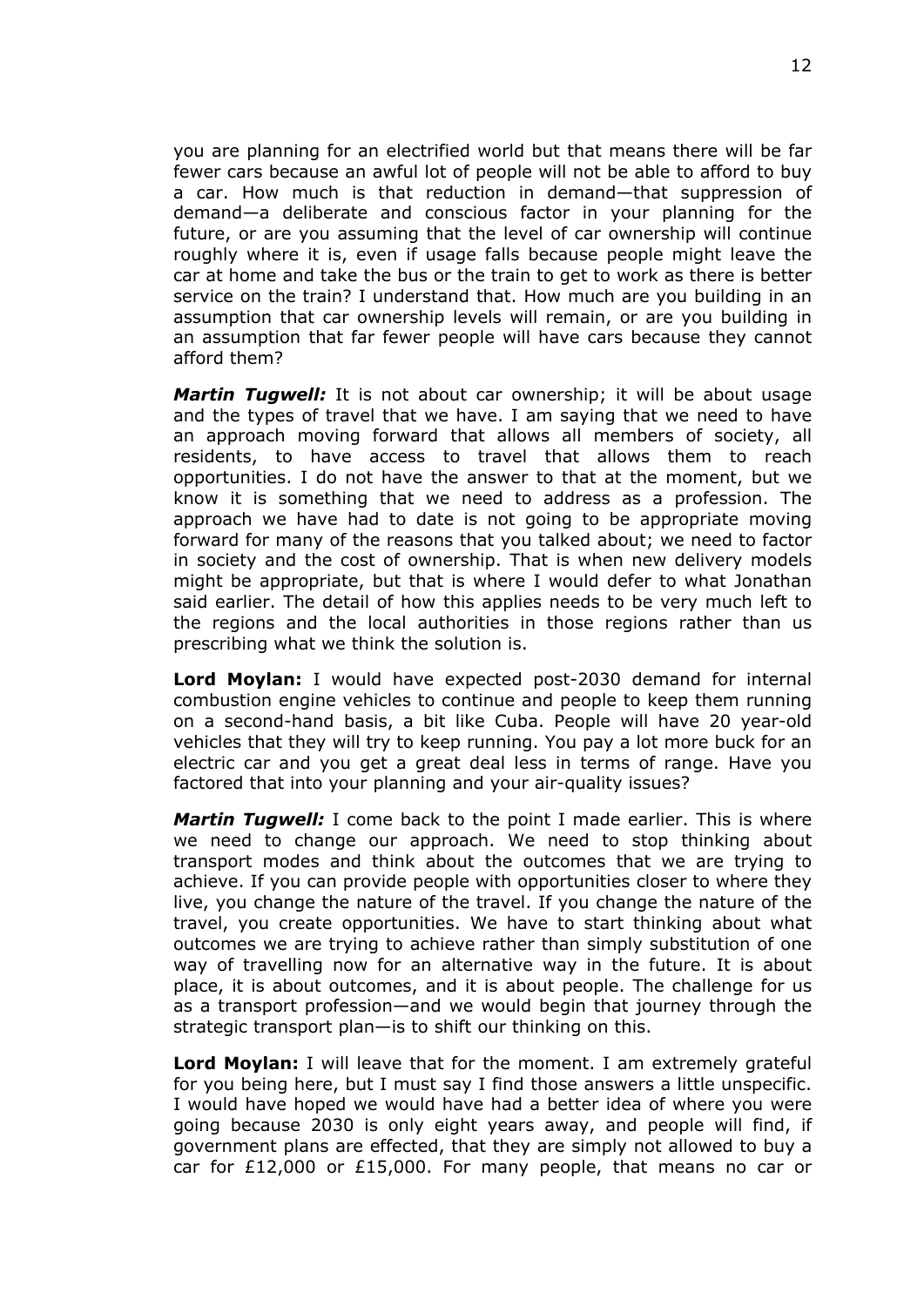you are planning for an electrified world but that means there will be far fewer cars because an awful lot of people will not be able to afford to buy a car. How much is that reduction in demand—that suppression of demand—a deliberate and conscious factor in your planning for the future, or are you assuming that the level of car ownership will continue roughly where it is, even if usage falls because people might leave the car at home and take the bus or the train to get to work as there is better service on the train? I understand that. How much are you building in an assumption that car ownership levels will remain, or are you building in an assumption that far fewer people will have cars because they cannot afford them?

***Martin Tugwell:*** It is not about car ownership; it will be about usage and the types of travel that we have. I am saying that we need to have an approach moving forward that allows all members of society, all residents, to have access to travel that allows them to reach opportunities. I do not have the answer to that at the moment, but we know it is something that we need to address as a profession. The approach we have had to date is not going to be appropriate moving forward for many of the reasons that you talked about; we need to factor in society and the cost of ownership. That is when new delivery models might be appropriate, but that is where I would defer to what Jonathan said earlier. The detail of how this applies needs to be very much left to the regions and the local authorities in those regions rather than us prescribing what we think the solution is.

**Lord Moylan:** I would have expected post-2030 demand for internal combustion engine vehicles to continue and people to keep them running on a second-hand basis, a bit like Cuba. People will have 20 year-old vehicles that they will try to keep running. You pay a lot more buck for an electric car and you get a great deal less in terms of range. Have you factored that into your planning and your air-quality issues?

***Martin Tugwell:*** I come back to the point I made earlier. This is where we need to change our approach. We need to stop thinking about transport modes and think about the outcomes that we are trying to achieve. If you can provide people with opportunities closer to where they live, you change the nature of the travel. If you change the nature of the travel, you create opportunities. We have to start thinking about what outcomes we are trying to achieve rather than simply substitution of one way of travelling now for an alternative way in the future. It is about place, it is about outcomes, and it is about people. The challenge for us as a transport profession—and we would begin that journey through the strategic transport plan—is to shift our thinking on this.

**Lord Moylan:** I will leave that for the moment. I am extremely grateful for you being here, but I must say I find those answers a little unspecific. I would have hoped we would have had a better idea of where you were going because 2030 is only eight years away, and people will find, if government plans are effected, that they are simply not allowed to buy a car for £12,000 or £15,000. For many people, that means no car or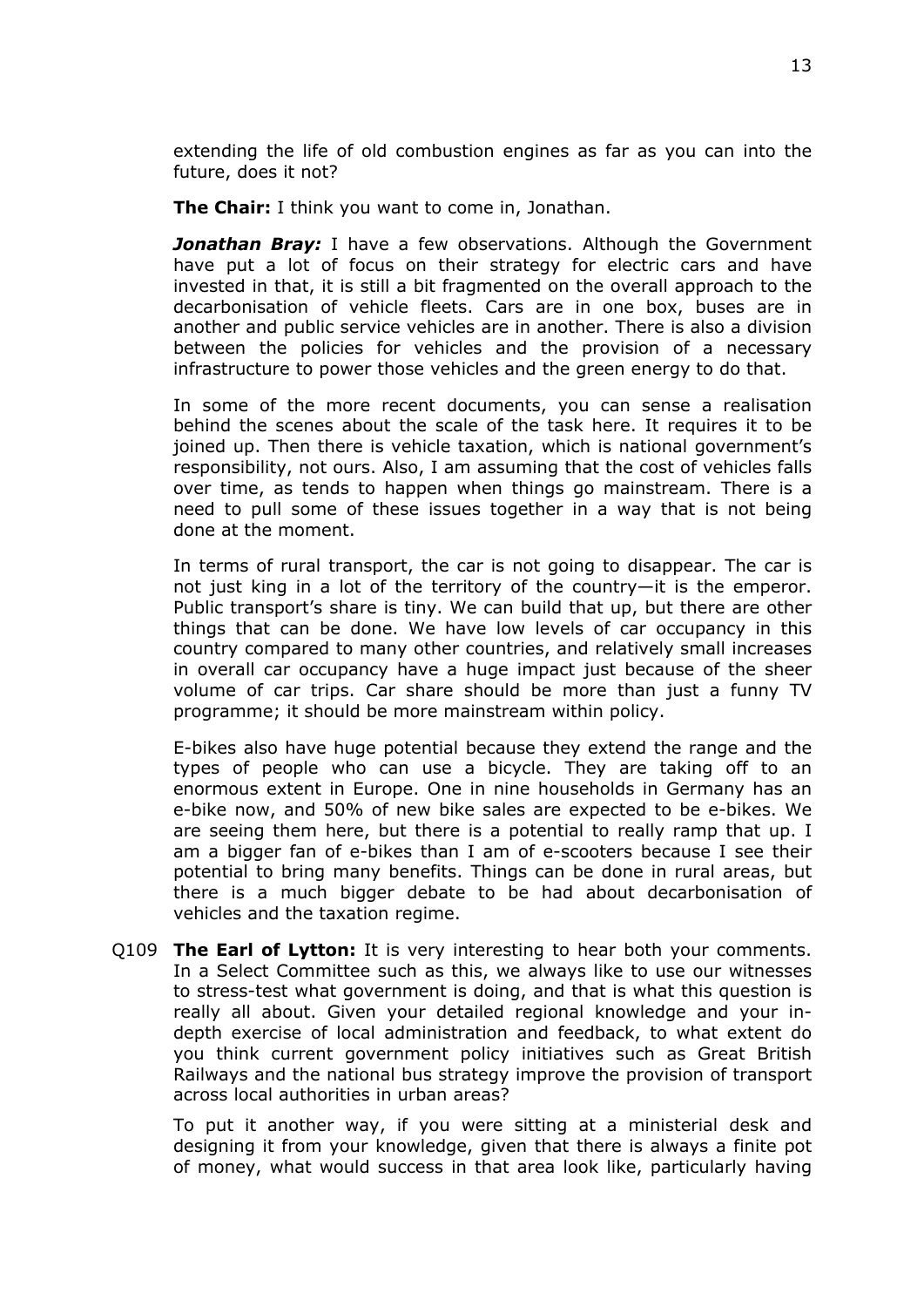extending the life of old combustion engines as far as you can into the future, does it not?

**The Chair:** I think you want to come in, Jonathan.

***Jonathan Bray:*** I have a few observations. Although the Government have put a lot of focus on their strategy for electric cars and have invested in that, it is still a bit fragmented on the overall approach to the decarbonisation of vehicle fleets. Cars are in one box, buses are in another and public service vehicles are in another. There is also a division between the policies for vehicles and the provision of a necessary infrastructure to power those vehicles and the green energy to do that.

In some of the more recent documents, you can sense a realisation behind the scenes about the scale of the task here. It requires it to be joined up. Then there is vehicle taxation, which is national government's responsibility, not ours. Also, I am assuming that the cost of vehicles falls over time, as tends to happen when things go mainstream. There is a need to pull some of these issues together in a way that is not being done at the moment.

In terms of rural transport, the car is not going to disappear. The car is not just king in a lot of the territory of the country—it is the emperor. Public transport's share is tiny. We can build that up, but there are other things that can be done. We have low levels of car occupancy in this country compared to many other countries, and relatively small increases in overall car occupancy have a huge impact just because of the sheer volume of car trips. Car share should be more than just a funny TV programme; it should be more mainstream within policy.

E-bikes also have huge potential because they extend the range and the types of people who can use a bicycle. They are taking off to an enormous extent in Europe. One in nine households in Germany has an e-bike now, and 50% of new bike sales are expected to be e-bikes. We are seeing them here, but there is a potential to really ramp that up. I am a bigger fan of e-bikes than I am of e-scooters because I see their potential to bring many benefits. Things can be done in rural areas, but there is a much bigger debate to be had about decarbonisation of vehicles and the taxation regime.

Q109 **The Earl of Lytton:** It is very interesting to hear both your comments. In a Select Committee such as this, we always like to use our witnesses to stress-test what government is doing, and that is what this question is really all about. Given your detailed regional knowledge and your in-depth exercise of local administration and feedback, to what extent do you think current government policy initiatives such as Great British Railways and the national bus strategy improve the provision of transport across local authorities in urban areas?

To put it another way, if you were sitting at a ministerial desk and designing it from your knowledge, given that there is always a finite pot of money, what would success in that area look like, particularly having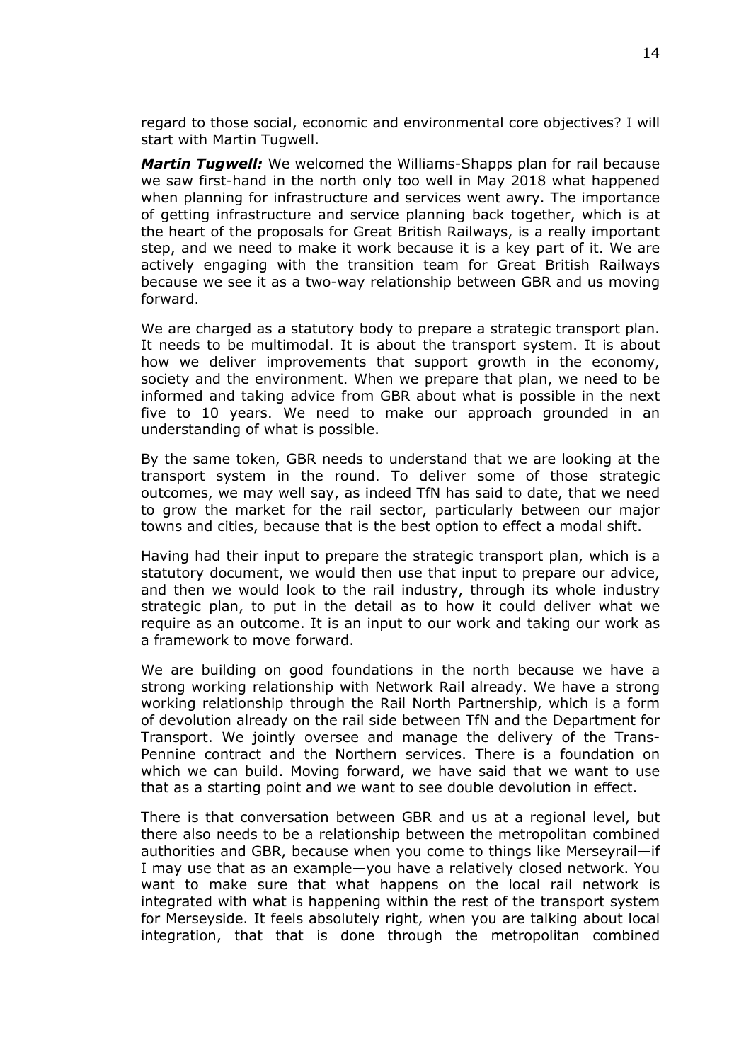regard to those social, economic and environmental core objectives? I will start with Martin Tugwell.

***Martin Tugwell:*** We welcomed the Williams-Shapps plan for rail because we saw first-hand in the north only too well in May 2018 what happened when planning for infrastructure and services went awry. The importance of getting infrastructure and service planning back together, which is at the heart of the proposals for Great British Railways, is a really important step, and we need to make it work because it is a key part of it. We are actively engaging with the transition team for Great British Railways because we see it as a two-way relationship between GBR and us moving forward.

We are charged as a statutory body to prepare a strategic transport plan. It needs to be multimodal. It is about the transport system. It is about how we deliver improvements that support growth in the economy, society and the environment. When we prepare that plan, we need to be informed and taking advice from GBR about what is possible in the next five to 10 years. We need to make our approach grounded in an understanding of what is possible.

By the same token, GBR needs to understand that we are looking at the transport system in the round. To deliver some of those strategic outcomes, we may well say, as indeed TfN has said to date, that we need to grow the market for the rail sector, particularly between our major towns and cities, because that is the best option to effect a modal shift.

Having had their input to prepare the strategic transport plan, which is a statutory document, we would then use that input to prepare our advice, and then we would look to the rail industry, through its whole industry strategic plan, to put in the detail as to how it could deliver what we require as an outcome. It is an input to our work and taking our work as a framework to move forward.

We are building on good foundations in the north because we have a strong working relationship with Network Rail already. We have a strong working relationship through the Rail North Partnership, which is a form of devolution already on the rail side between TfN and the Department for Transport. We jointly oversee and manage the delivery of the Trans-Pennine contract and the Northern services. There is a foundation on which we can build. Moving forward, we have said that we want to use that as a starting point and we want to see double devolution in effect.

There is that conversation between GBR and us at a regional level, but there also needs to be a relationship between the metropolitan combined authorities and GBR, because when you come to things like Merseyrail—if I may use that as an example—you have a relatively closed network. You want to make sure that what happens on the local rail network is integrated with what is happening within the rest of the transport system for Merseyside. It feels absolutely right, when you are talking about local integration, that that is done through the metropolitan combined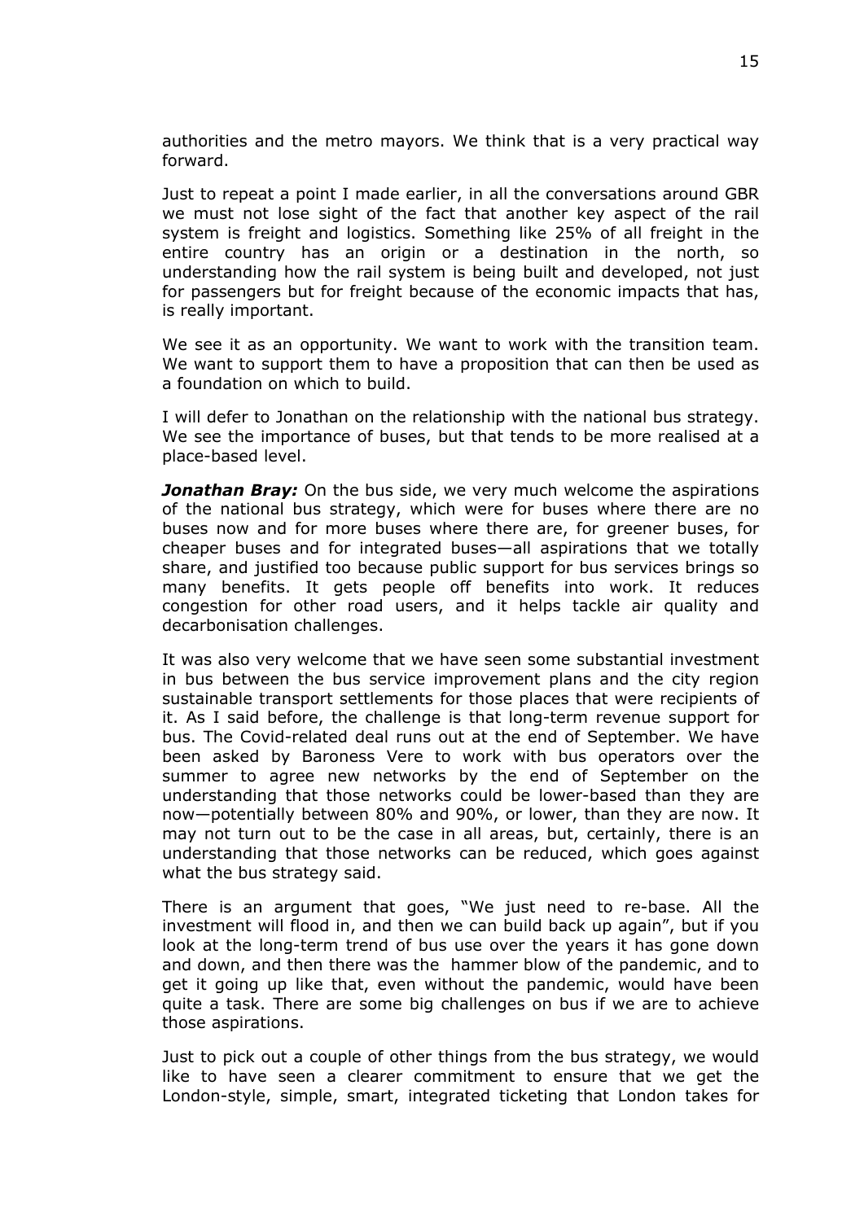authorities and the metro mayors. We think that is a very practical way forward.

Just to repeat a point I made earlier, in all the conversations around GBR we must not lose sight of the fact that another key aspect of the rail system is freight and logistics. Something like 25% of all freight in the entire country has an origin or a destination in the north, so understanding how the rail system is being built and developed, not just for passengers but for freight because of the economic impacts that has, is really important.

We see it as an opportunity. We want to work with the transition team. We want to support them to have a proposition that can then be used as a foundation on which to build.

I will defer to Jonathan on the relationship with the national bus strategy. We see the importance of buses, but that tends to be more realised at a place-based level.

***Jonathan Bray:*** On the bus side, we very much welcome the aspirations of the national bus strategy, which were for buses where there are no buses now and for more buses where there are, for greener buses, for cheaper buses and for integrated buses—all aspirations that we totally share, and justified too because public support for bus services brings so many benefits. It gets people off benefits into work. It reduces congestion for other road users, and it helps tackle air quality and decarbonisation challenges.

It was also very welcome that we have seen some substantial investment in bus between the bus service improvement plans and the city region sustainable transport settlements for those places that were recipients of it. As I said before, the challenge is that long-term revenue support for bus. The Covid-related deal runs out at the end of September. We have been asked by Baroness Vere to work with bus operators over the summer to agree new networks by the end of September on the understanding that those networks could be lower-based than they are now—potentially between 80% and 90%, or lower, than they are now. It may not turn out to be the case in all areas, but, certainly, there is an understanding that those networks can be reduced, which goes against what the bus strategy said.

There is an argument that goes, "We just need to re-base. All the investment will flood in, and then we can build back up again", but if you look at the long-term trend of bus use over the years it has gone down and down, and then there was the hammer blow of the pandemic, and to get it going up like that, even without the pandemic, would have been quite a task. There are some big challenges on bus if we are to achieve those aspirations.

Just to pick out a couple of other things from the bus strategy, we would like to have seen a clearer commitment to ensure that we get the London-style, simple, smart, integrated ticketing that London takes for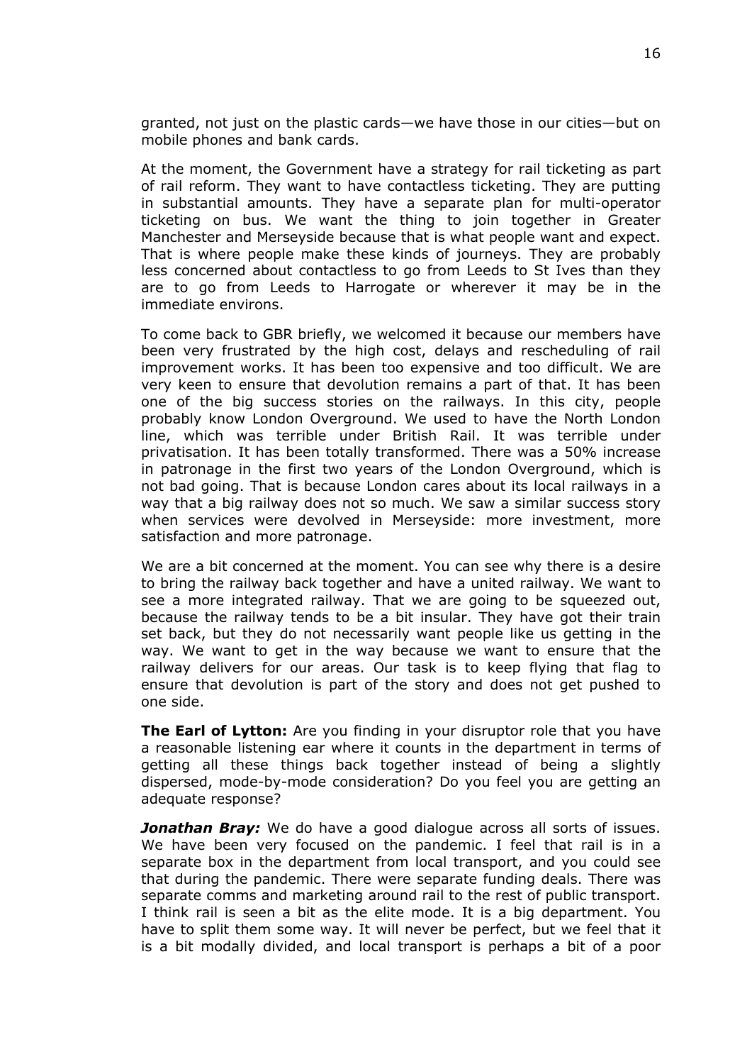granted, not just on the plastic cards—we have those in our cities—but on mobile phones and bank cards.

At the moment, the Government have a strategy for rail ticketing as part of rail reform. They want to have contactless ticketing. They are putting in substantial amounts. They have a separate plan for multi-operator ticketing on bus. We want the thing to join together in Greater Manchester and Merseyside because that is what people want and expect. That is where people make these kinds of journeys. They are probably less concerned about contactless to go from Leeds to St Ives than they are to go from Leeds to Harrogate or wherever it may be in the immediate environs.

To come back to GBR briefly, we welcomed it because our members have been very frustrated by the high cost, delays and rescheduling of rail improvement works. It has been too expensive and too difficult. We are very keen to ensure that devolution remains a part of that. It has been one of the big success stories on the railways. In this city, people probably know London Overground. We used to have the North London line, which was terrible under British Rail. It was terrible under privatisation. It has been totally transformed. There was a 50% increase in patronage in the first two years of the London Overground, which is not bad going. That is because London cares about its local railways in a way that a big railway does not so much. We saw a similar success story when services were devolved in Merseyside: more investment, more satisfaction and more patronage.

We are a bit concerned at the moment. You can see why there is a desire to bring the railway back together and have a united railway. We want to see a more integrated railway. That we are going to be squeezed out, because the railway tends to be a bit insular. They have got their train set back, but they do not necessarily want people like us getting in the way. We want to get in the way because we want to ensure that the railway delivers for our areas. Our task is to keep flying that flag to ensure that devolution is part of the story and does not get pushed to one side.

**The Earl of Lytton:** Are you finding in your disruptor role that you have a reasonable listening ear where it counts in the department in terms of getting all these things back together instead of being a slightly dispersed, mode-by-mode consideration? Do you feel you are getting an adequate response?

***Jonathan Bray:*** We do have a good dialogue across all sorts of issues. We have been very focused on the pandemic. I feel that rail is in a separate box in the department from local transport, and you could see that during the pandemic. There were separate funding deals. There was separate comms and marketing around rail to the rest of public transport. I think rail is seen a bit as the elite mode. It is a big department. You have to split them some way. It will never be perfect, but we feel that it is a bit modally divided, and local transport is perhaps a bit of a poor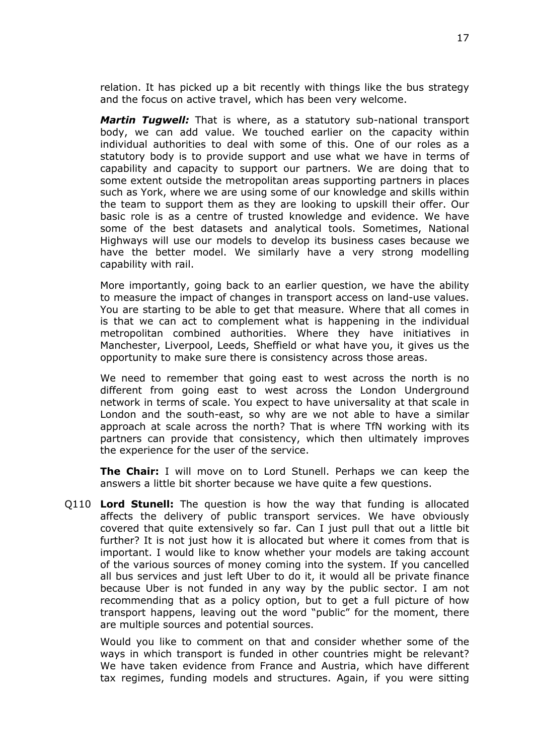relation. It has picked up a bit recently with things like the bus strategy and the focus on active travel, which has been very welcome.

***Martin Tugwell:*** That is where, as a statutory sub-national transport body, we can add value. We touched earlier on the capacity within individual authorities to deal with some of this. One of our roles as a statutory body is to provide support and use what we have in terms of capability and capacity to support our partners. We are doing that to some extent outside the metropolitan areas supporting partners in places such as York, where we are using some of our knowledge and skills within the team to support them as they are looking to upskill their offer. Our basic role is as a centre of trusted knowledge and evidence. We have some of the best datasets and analytical tools. Sometimes, National Highways will use our models to develop its business cases because we have the better model. We similarly have a very strong modelling capability with rail.

More importantly, going back to an earlier question, we have the ability to measure the impact of changes in transport access on land-use values. You are starting to be able to get that measure. Where that all comes in is that we can act to complement what is happening in the individual metropolitan combined authorities. Where they have initiatives in Manchester, Liverpool, Leeds, Sheffield or what have you, it gives us the opportunity to make sure there is consistency across those areas.

We need to remember that going east to west across the north is no different from going east to west across the London Underground network in terms of scale. You expect to have universality at that scale in London and the south-east, so why are we not able to have a similar approach at scale across the north? That is where TfN working with its partners can provide that consistency, which then ultimately improves the experience for the user of the service.

**The Chair:** I will move on to Lord Stunell. Perhaps we can keep the answers a little bit shorter because we have quite a few questions.

Q110 **Lord Stunell:** The question is how the way that funding is allocated affects the delivery of public transport services. We have obviously covered that quite extensively so far. Can I just pull that out a little bit further? It is not just how it is allocated but where it comes from that is important. I would like to know whether your models are taking account of the various sources of money coming into the system. If you cancelled all bus services and just left Uber to do it, it would all be private finance because Uber is not funded in any way by the public sector. I am not recommending that as a policy option, but to get a full picture of how transport happens, leaving out the word "public" for the moment, there are multiple sources and potential sources.

Would you like to comment on that and consider whether some of the ways in which transport is funded in other countries might be relevant? We have taken evidence from France and Austria, which have different tax regimes, funding models and structures. Again, if you were sitting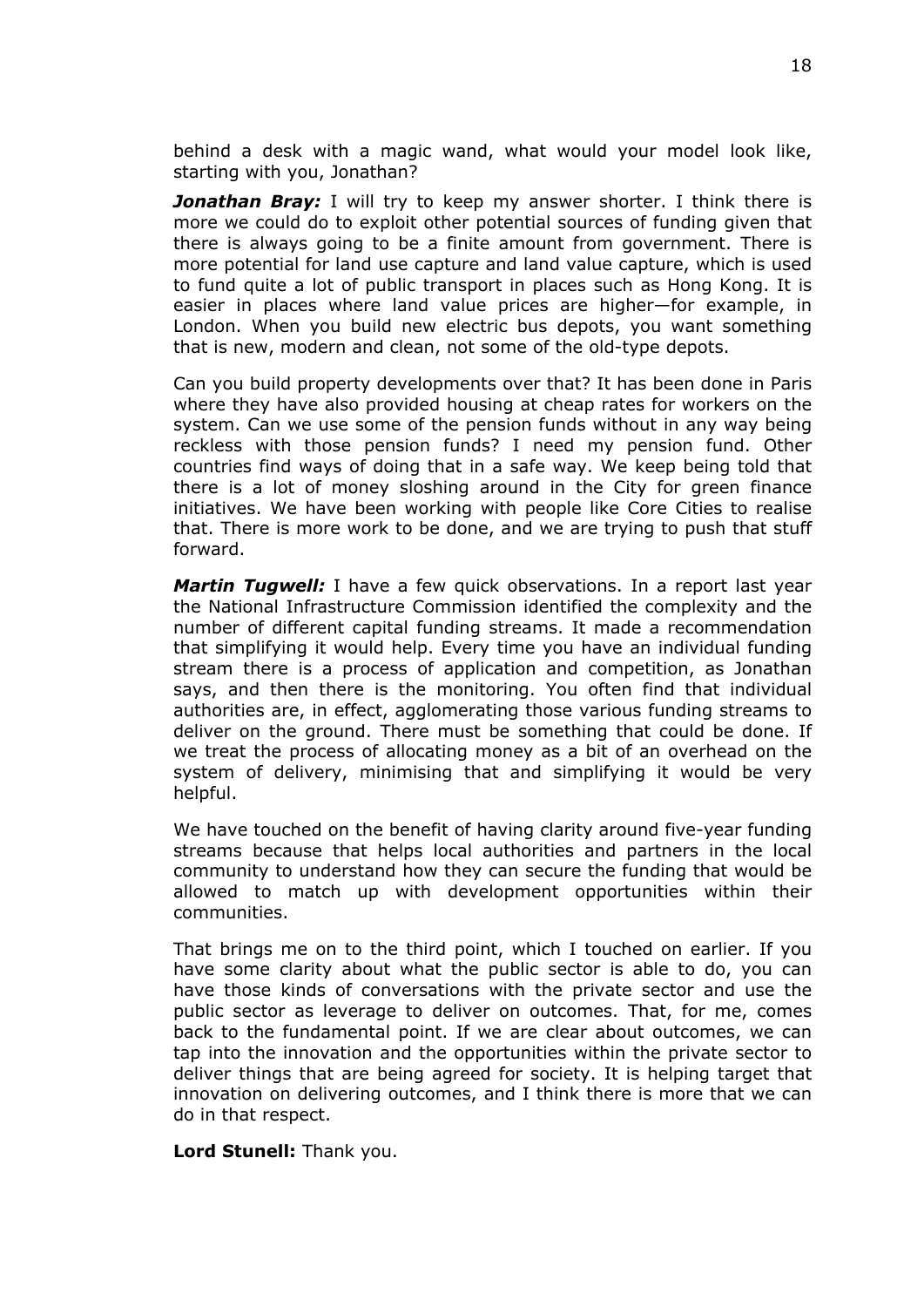behind a desk with a magic wand, what would your model look like, starting with you, Jonathan?

***Jonathan Bray:*** I will try to keep my answer shorter. I think there is more we could do to exploit other potential sources of funding given that there is always going to be a finite amount from government. There is more potential for land use capture and land value capture, which is used to fund quite a lot of public transport in places such as Hong Kong. It is easier in places where land value prices are higher—for example, in London. When you build new electric bus depots, you want something that is new, modern and clean, not some of the old-type depots.

Can you build property developments over that? It has been done in Paris where they have also provided housing at cheap rates for workers on the system. Can we use some of the pension funds without in any way being reckless with those pension funds? I need my pension fund. Other countries find ways of doing that in a safe way. We keep being told that there is a lot of money sloshing around in the City for green finance initiatives. We have been working with people like Core Cities to realise that. There is more work to be done, and we are trying to push that stuff forward.

***Martin Tugwell:*** I have a few quick observations. In a report last year the National Infrastructure Commission identified the complexity and the number of different capital funding streams. It made a recommendation that simplifying it would help. Every time you have an individual funding stream there is a process of application and competition, as Jonathan says, and then there is the monitoring. You often find that individual authorities are, in effect, agglomerating those various funding streams to deliver on the ground. There must be something that could be done. If we treat the process of allocating money as a bit of an overhead on the system of delivery, minimising that and simplifying it would be very helpful.

We have touched on the benefit of having clarity around five-year funding streams because that helps local authorities and partners in the local community to understand how they can secure the funding that would be allowed to match up with development opportunities within their communities.

That brings me on to the third point, which I touched on earlier. If you have some clarity about what the public sector is able to do, you can have those kinds of conversations with the private sector and use the public sector as leverage to deliver on outcomes. That, for me, comes back to the fundamental point. If we are clear about outcomes, we can tap into the innovation and the opportunities within the private sector to deliver things that are being agreed for society. It is helping target that innovation on delivering outcomes, and I think there is more that we can do in that respect.

**Lord Stunell:** Thank you.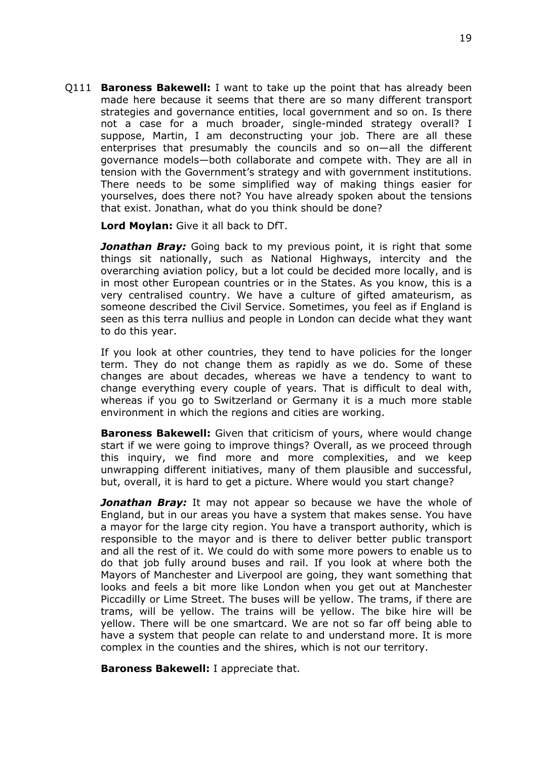Q111 **Baroness Bakewell:** I want to take up the point that has already been made here because it seems that there are so many different transport strategies and governance entities, local government and so on. Is there not a case for a much broader, single-minded strategy overall? I suppose, Martin, I am deconstructing your job. There are all these enterprises that presumably the councils and so on—all the different governance models—both collaborate and compete with. They are all in tension with the Government's strategy and with government institutions. There needs to be some simplified way of making things easier for yourselves, does there not? You have already spoken about the tensions that exist. Jonathan, what do you think should be done?

**Lord Moylan:** Give it all back to DfT.

***Jonathan Bray:*** Going back to my previous point, it is right that some things sit nationally, such as National Highways, intercity and the overarching aviation policy, but a lot could be decided more locally, and is in most other European countries or in the States. As you know, this is a very centralised country. We have a culture of gifted amateurism, as someone described the Civil Service. Sometimes, you feel as if England is seen as this terra nullius and people in London can decide what they want to do this year.

If you look at other countries, they tend to have policies for the longer term. They do not change them as rapidly as we do. Some of these changes are about decades, whereas we have a tendency to want to change everything every couple of years. That is difficult to deal with, whereas if you go to Switzerland or Germany it is a much more stable environment in which the regions and cities are working.

**Baroness Bakewell:** Given that criticism of yours, where would change start if we were going to improve things? Overall, as we proceed through this inquiry, we find more and more complexities, and we keep unwrapping different initiatives, many of them plausible and successful, but, overall, it is hard to get a picture. Where would you start change?

***Jonathan Bray:*** It may not appear so because we have the whole of England, but in our areas you have a system that makes sense. You have a mayor for the large city region. You have a transport authority, which is responsible to the mayor and is there to deliver better public transport and all the rest of it. We could do with some more powers to enable us to do that job fully around buses and rail. If you look at where both the Mayors of Manchester and Liverpool are going, they want something that looks and feels a bit more like London when you get out at Manchester Piccadilly or Lime Street. The buses will be yellow. The trams, if there are trams, will be yellow. The trains will be yellow. The bike hire will be yellow. There will be one smartcard. We are not so far off being able to have a system that people can relate to and understand more. It is more complex in the counties and the shires, which is not our territory.

**Baroness Bakewell:** I appreciate that.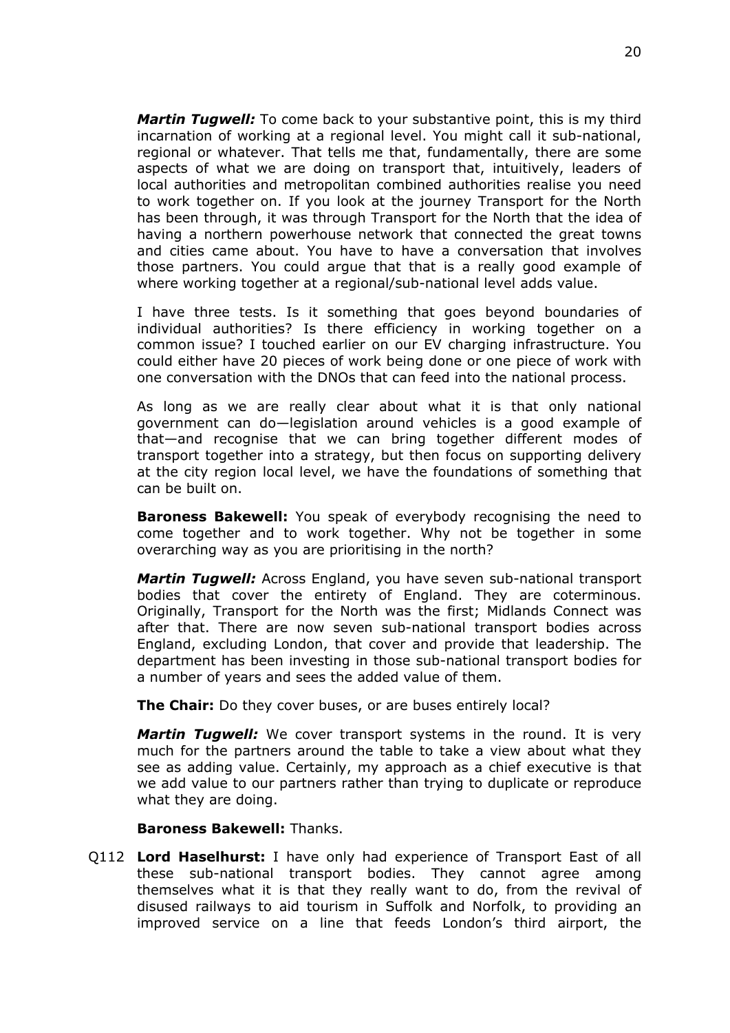***Martin Tugwell:*** To come back to your substantive point, this is my third incarnation of working at a regional level. You might call it sub-national, regional or whatever. That tells me that, fundamentally, there are some aspects of what we are doing on transport that, intuitively, leaders of local authorities and metropolitan combined authorities realise you need to work together on. If you look at the journey Transport for the North has been through, it was through Transport for the North that the idea of having a northern powerhouse network that connected the great towns and cities came about. You have to have a conversation that involves those partners. You could argue that that is a really good example of where working together at a regional/sub-national level adds value.

I have three tests. Is it something that goes beyond boundaries of individual authorities? Is there efficiency in working together on a common issue? I touched earlier on our EV charging infrastructure. You could either have 20 pieces of work being done or one piece of work with one conversation with the DNOs that can feed into the national process.

As long as we are really clear about what it is that only national government can do—legislation around vehicles is a good example of that—and recognise that we can bring together different modes of transport together into a strategy, but then focus on supporting delivery at the city region local level, we have the foundations of something that can be built on.

**Baroness Bakewell:** You speak of everybody recognising the need to come together and to work together. Why not be together in some overarching way as you are prioritising in the north?

***Martin Tugwell:*** Across England, you have seven sub-national transport bodies that cover the entirety of England. They are coterminous. Originally, Transport for the North was the first; Midlands Connect was after that. There are now seven sub-national transport bodies across England, excluding London, that cover and provide that leadership. The department has been investing in those sub-national transport bodies for a number of years and sees the added value of them.

**The Chair:** Do they cover buses, or are buses entirely local?

***Martin Tugwell:*** We cover transport systems in the round. It is very much for the partners around the table to take a view about what they see as adding value. Certainly, my approach as a chief executive is that we add value to our partners rather than trying to duplicate or reproduce what they are doing.

**Baroness Bakewell:** Thanks.

Q112 **Lord Haselhurst:** I have only had experience of Transport East of all these sub-national transport bodies. They cannot agree among themselves what it is that they really want to do, from the revival of disused railways to aid tourism in Suffolk and Norfolk, to providing an improved service on a line that feeds London's third airport, the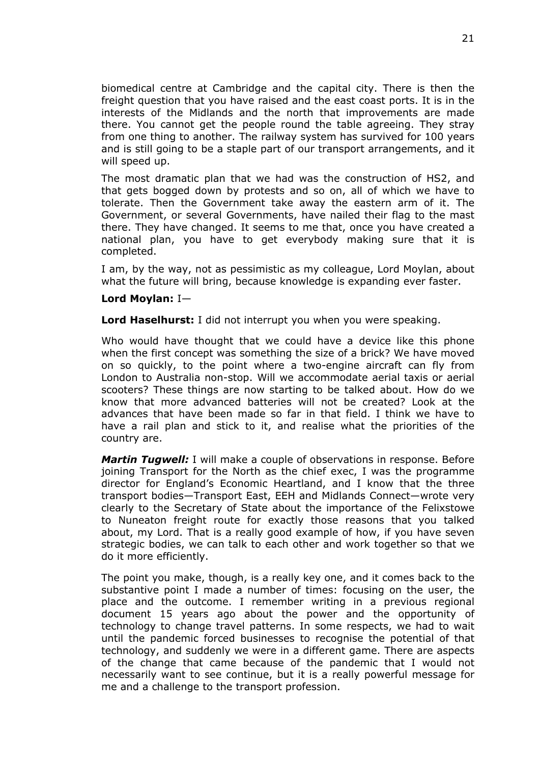biomedical centre at Cambridge and the capital city. There is then the freight question that you have raised and the east coast ports. It is in the interests of the Midlands and the north that improvements are made there. You cannot get the people round the table agreeing. They stray from one thing to another. The railway system has survived for 100 years and is still going to be a staple part of our transport arrangements, and it will speed up.

The most dramatic plan that we had was the construction of HS2, and that gets bogged down by protests and so on, all of which we have to tolerate. Then the Government take away the eastern arm of it. The Government, or several Governments, have nailed their flag to the mast there. They have changed. It seems to me that, once you have created a national plan, you have to get everybody making sure that it is completed.

I am, by the way, not as pessimistic as my colleague, Lord Moylan, about what the future will bring, because knowledge is expanding ever faster.

**Lord Moylan:** I—

**Lord Haselhurst:** I did not interrupt you when you were speaking.

Who would have thought that we could have a device like this phone when the first concept was something the size of a brick? We have moved on so quickly, to the point where a two-engine aircraft can fly from London to Australia non-stop. Will we accommodate aerial taxis or aerial scooters? These things are now starting to be talked about. How do we know that more advanced batteries will not be created? Look at the advances that have been made so far in that field. I think we have to have a rail plan and stick to it, and realise what the priorities of the country are.

***Martin Tugwell:*** I will make a couple of observations in response. Before joining Transport for the North as the chief exec, I was the programme director for England's Economic Heartland, and I know that the three transport bodies—Transport East, EEH and Midlands Connect—wrote very clearly to the Secretary of State about the importance of the Felixstowe to Nuneaton freight route for exactly those reasons that you talked about, my Lord. That is a really good example of how, if you have seven strategic bodies, we can talk to each other and work together so that we do it more efficiently.

The point you make, though, is a really key one, and it comes back to the substantive point I made a number of times: focusing on the user, the place and the outcome. I remember writing in a previous regional document 15 years ago about the power and the opportunity of technology to change travel patterns. In some respects, we had to wait until the pandemic forced businesses to recognise the potential of that technology, and suddenly we were in a different game. There are aspects of the change that came because of the pandemic that I would not necessarily want to see continue, but it is a really powerful message for me and a challenge to the transport profession.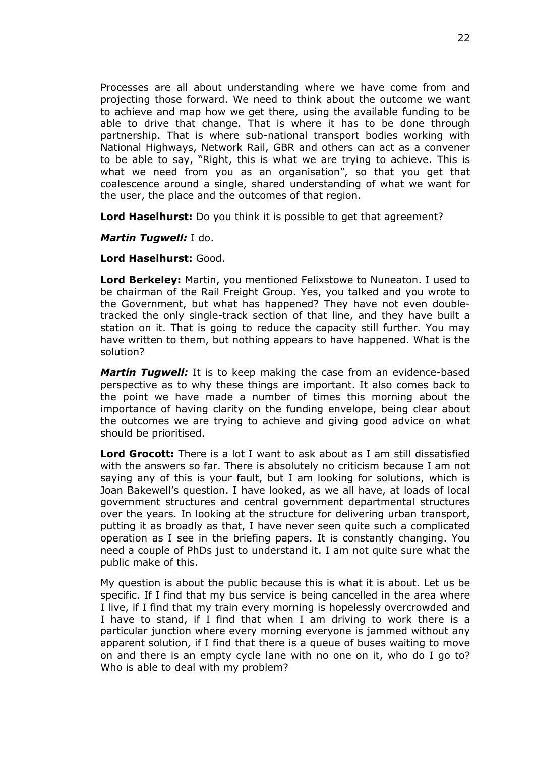Processes are all about understanding where we have come from and projecting those forward. We need to think about the outcome we want to achieve and map how we get there, using the available funding to be able to drive that change. That is where it has to be done through partnership. That is where sub-national transport bodies working with National Highways, Network Rail, GBR and others can act as a convener to be able to say, "Right, this is what we are trying to achieve. This is what we need from you as an organisation", so that you get that coalescence around a single, shared understanding of what we want for the user, the place and the outcomes of that region.

**Lord Haselhurst:** Do you think it is possible to get that agreement?

***Martin Tugwell:*** I do.

**Lord Haselhurst:** Good.

**Lord Berkeley:** Martin, you mentioned Felixstowe to Nuneaton. I used to be chairman of the Rail Freight Group. Yes, you talked and you wrote to the Government, but what has happened? They have not even double-tracked the only single-track section of that line, and they have built a station on it. That is going to reduce the capacity still further. You may have written to them, but nothing appears to have happened. What is the solution?

***Martin Tugwell:*** It is to keep making the case from an evidence-based perspective as to why these things are important. It also comes back to the point we have made a number of times this morning about the importance of having clarity on the funding envelope, being clear about the outcomes we are trying to achieve and giving good advice on what should be prioritised.

**Lord Grocott:** There is a lot I want to ask about as I am still dissatisfied with the answers so far. There is absolutely no criticism because I am not saying any of this is your fault, but I am looking for solutions, which is Joan Bakewell's question. I have looked, as we all have, at loads of local government structures and central government departmental structures over the years. In looking at the structure for delivering urban transport, putting it as broadly as that, I have never seen quite such a complicated operation as I see in the briefing papers. It is constantly changing. You need a couple of PhDs just to understand it. I am not quite sure what the public make of this.

My question is about the public because this is what it is about. Let us be specific. If I find that my bus service is being cancelled in the area where I live, if I find that my train every morning is hopelessly overcrowded and I have to stand, if I find that when I am driving to work there is a particular junction where every morning everyone is jammed without any apparent solution, if I find that there is a queue of buses waiting to move on and there is an empty cycle lane with no one on it, who do I go to? Who is able to deal with my problem?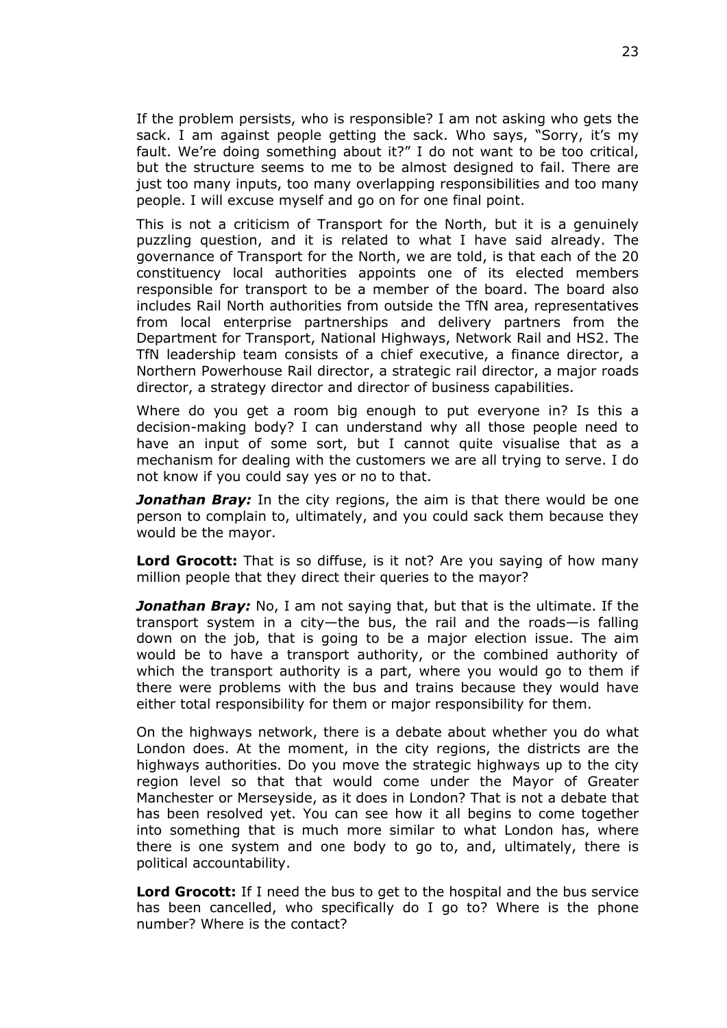If the problem persists, who is responsible? I am not asking who gets the sack. I am against people getting the sack. Who says, "Sorry, it's my fault. We're doing something about it?" I do not want to be too critical, but the structure seems to me to be almost designed to fail. There are just too many inputs, too many overlapping responsibilities and too many people. I will excuse myself and go on for one final point.

This is not a criticism of Transport for the North, but it is a genuinely puzzling question, and it is related to what I have said already. The governance of Transport for the North, we are told, is that each of the 20 constituency local authorities appoints one of its elected members responsible for transport to be a member of the board. The board also includes Rail North authorities from outside the TfN area, representatives from local enterprise partnerships and delivery partners from the Department for Transport, National Highways, Network Rail and HS2. The TfN leadership team consists of a chief executive, a finance director, a Northern Powerhouse Rail director, a strategic rail director, a major roads director, a strategy director and director of business capabilities.

Where do you get a room big enough to put everyone in? Is this a decision-making body? I can understand why all those people need to have an input of some sort, but I cannot quite visualise that as a mechanism for dealing with the customers we are all trying to serve. I do not know if you could say yes or no to that.

***Jonathan Bray:*** In the city regions, the aim is that there would be one person to complain to, ultimately, and you could sack them because they would be the mayor.

**Lord Grocott:** That is so diffuse, is it not? Are you saying of how many million people that they direct their queries to the mayor?

***Jonathan Bray:*** No, I am not saying that, but that is the ultimate. If the transport system in a city—the bus, the rail and the roads—is falling down on the job, that is going to be a major election issue. The aim would be to have a transport authority, or the combined authority of which the transport authority is a part, where you would go to them if there were problems with the bus and trains because they would have either total responsibility for them or major responsibility for them.

On the highways network, there is a debate about whether you do what London does. At the moment, in the city regions, the districts are the highways authorities. Do you move the strategic highways up to the city region level so that that would come under the Mayor of Greater Manchester or Merseyside, as it does in London? That is not a debate that has been resolved yet. You can see how it all begins to come together into something that is much more similar to what London has, where there is one system and one body to go to, and, ultimately, there is political accountability.

**Lord Grocott:** If I need the bus to get to the hospital and the bus service has been cancelled, who specifically do I go to? Where is the phone number? Where is the contact?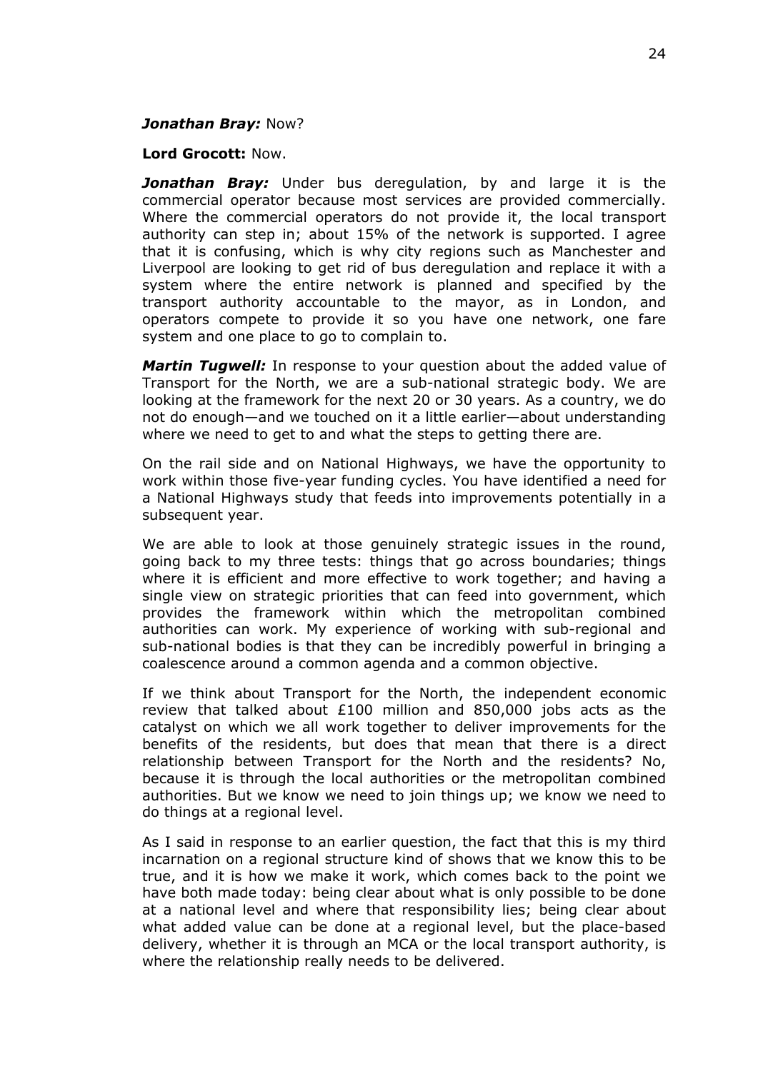***Jonathan Bray:*** Now?

**Lord Grocott:** Now.

***Jonathan Bray:*** Under bus deregulation, by and large it is the commercial operator because most services are provided commercially. Where the commercial operators do not provide it, the local transport authority can step in; about 15% of the network is supported. I agree that it is confusing, which is why city regions such as Manchester and Liverpool are looking to get rid of bus deregulation and replace it with a system where the entire network is planned and specified by the transport authority accountable to the mayor, as in London, and operators compete to provide it so you have one network, one fare system and one place to go to complain to.

***Martin Tugwell:*** In response to your question about the added value of Transport for the North, we are a sub-national strategic body. We are looking at the framework for the next 20 or 30 years. As a country, we do not do enough—and we touched on it a little earlier—about understanding where we need to get to and what the steps to getting there are.

On the rail side and on National Highways, we have the opportunity to work within those five-year funding cycles. You have identified a need for a National Highways study that feeds into improvements potentially in a subsequent year.

We are able to look at those genuinely strategic issues in the round, going back to my three tests: things that go across boundaries; things where it is efficient and more effective to work together; and having a single view on strategic priorities that can feed into government, which provides the framework within which the metropolitan combined authorities can work. My experience of working with sub-regional and sub-national bodies is that they can be incredibly powerful in bringing a coalescence around a common agenda and a common objective.

If we think about Transport for the North, the independent economic review that talked about £100 million and 850,000 jobs acts as the catalyst on which we all work together to deliver improvements for the benefits of the residents, but does that mean that there is a direct relationship between Transport for the North and the residents? No, because it is through the local authorities or the metropolitan combined authorities. But we know we need to join things up; we know we need to do things at a regional level.

As I said in response to an earlier question, the fact that this is my third incarnation on a regional structure kind of shows that we know this to be true, and it is how we make it work, which comes back to the point we have both made today: being clear about what is only possible to be done at a national level and where that responsibility lies; being clear about what added value can be done at a regional level, but the place-based delivery, whether it is through an MCA or the local transport authority, is where the relationship really needs to be delivered.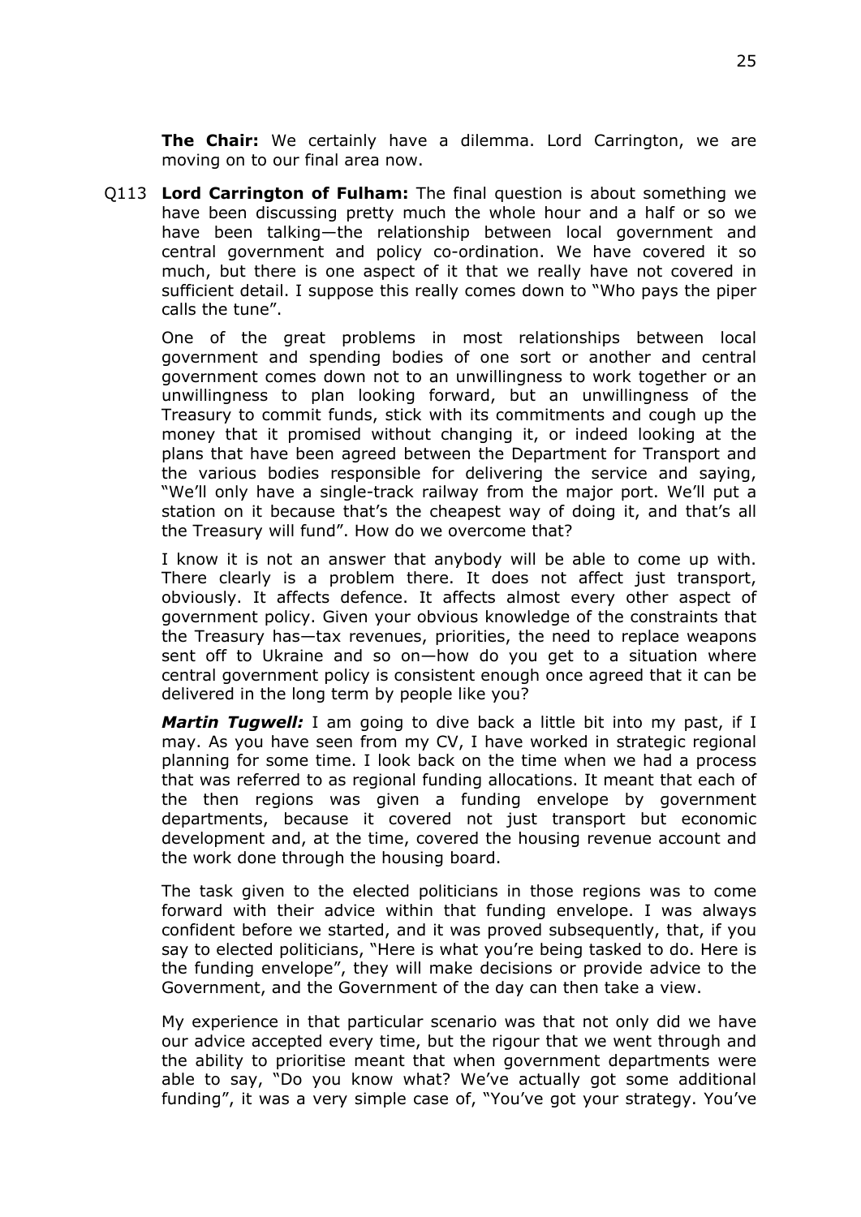**The Chair:** We certainly have a dilemma. Lord Carrington, we are moving on to our final area now.

Q113 **Lord Carrington of Fulham:** The final question is about something we have been discussing pretty much the whole hour and a half or so we have been talking—the relationship between local government and central government and policy co-ordination. We have covered it so much, but there is one aspect of it that we really have not covered in sufficient detail. I suppose this really comes down to "Who pays the piper calls the tune".

One of the great problems in most relationships between local government and spending bodies of one sort or another and central government comes down not to an unwillingness to work together or an unwillingness to plan looking forward, but an unwillingness of the Treasury to commit funds, stick with its commitments and cough up the money that it promised without changing it, or indeed looking at the plans that have been agreed between the Department for Transport and the various bodies responsible for delivering the service and saying, "We'll only have a single-track railway from the major port. We'll put a station on it because that's the cheapest way of doing it, and that's all the Treasury will fund". How do we overcome that?

I know it is not an answer that anybody will be able to come up with. There clearly is a problem there. It does not affect just transport, obviously. It affects defence. It affects almost every other aspect of government policy. Given your obvious knowledge of the constraints that the Treasury has—tax revenues, priorities, the need to replace weapons sent off to Ukraine and so on—how do you get to a situation where central government policy is consistent enough once agreed that it can be delivered in the long term by people like you?

***Martin Tugwell:*** I am going to dive back a little bit into my past, if I may. As you have seen from my CV, I have worked in strategic regional planning for some time. I look back on the time when we had a process that was referred to as regional funding allocations. It meant that each of the then regions was given a funding envelope by government departments, because it covered not just transport but economic development and, at the time, covered the housing revenue account and the work done through the housing board.

The task given to the elected politicians in those regions was to come forward with their advice within that funding envelope. I was always confident before we started, and it was proved subsequently, that, if you say to elected politicians, "Here is what you're being tasked to do. Here is the funding envelope", they will make decisions or provide advice to the Government, and the Government of the day can then take a view.

My experience in that particular scenario was that not only did we have our advice accepted every time, but the rigour that we went through and the ability to prioritise meant that when government departments were able to say, "Do you know what? We've actually got some additional funding", it was a very simple case of, "You've got your strategy. You've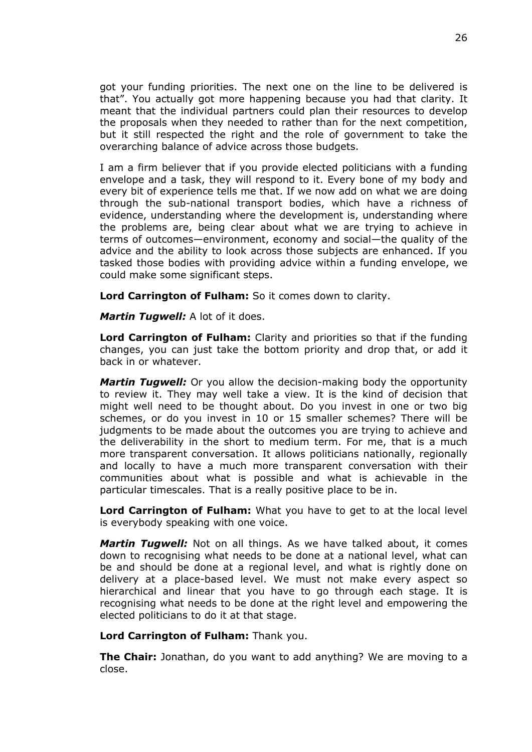got your funding priorities. The next one on the line to be delivered is that". You actually got more happening because you had that clarity. It meant that the individual partners could plan their resources to develop the proposals when they needed to rather than for the next competition, but it still respected the right and the role of government to take the overarching balance of advice across those budgets.

I am a firm believer that if you provide elected politicians with a funding envelope and a task, they will respond to it. Every bone of my body and every bit of experience tells me that. If we now add on what we are doing through the sub-national transport bodies, which have a richness of evidence, understanding where the development is, understanding where the problems are, being clear about what we are trying to achieve in terms of outcomes—environment, economy and social—the quality of the advice and the ability to look across those subjects are enhanced. If you tasked those bodies with providing advice within a funding envelope, we could make some significant steps.

**Lord Carrington of Fulham:** So it comes down to clarity.

***Martin Tugwell:*** A lot of it does.

**Lord Carrington of Fulham:** Clarity and priorities so that if the funding changes, you can just take the bottom priority and drop that, or add it back in or whatever.

***Martin Tugwell:*** Or you allow the decision-making body the opportunity to review it. They may well take a view. It is the kind of decision that might well need to be thought about. Do you invest in one or two big schemes, or do you invest in 10 or 15 smaller schemes? There will be judgments to be made about the outcomes you are trying to achieve and the deliverability in the short to medium term. For me, that is a much more transparent conversation. It allows politicians nationally, regionally and locally to have a much more transparent conversation with their communities about what is possible and what is achievable in the particular timescales. That is a really positive place to be in.

**Lord Carrington of Fulham:** What you have to get to at the local level is everybody speaking with one voice.

***Martin Tugwell:*** Not on all things. As we have talked about, it comes down to recognising what needs to be done at a national level, what can be and should be done at a regional level, and what is rightly done on delivery at a place-based level. We must not make every aspect so hierarchical and linear that you have to go through each stage. It is recognising what needs to be done at the right level and empowering the elected politicians to do it at that stage.

**Lord Carrington of Fulham:** Thank you.

**The Chair:** Jonathan, do you want to add anything? We are moving to a close.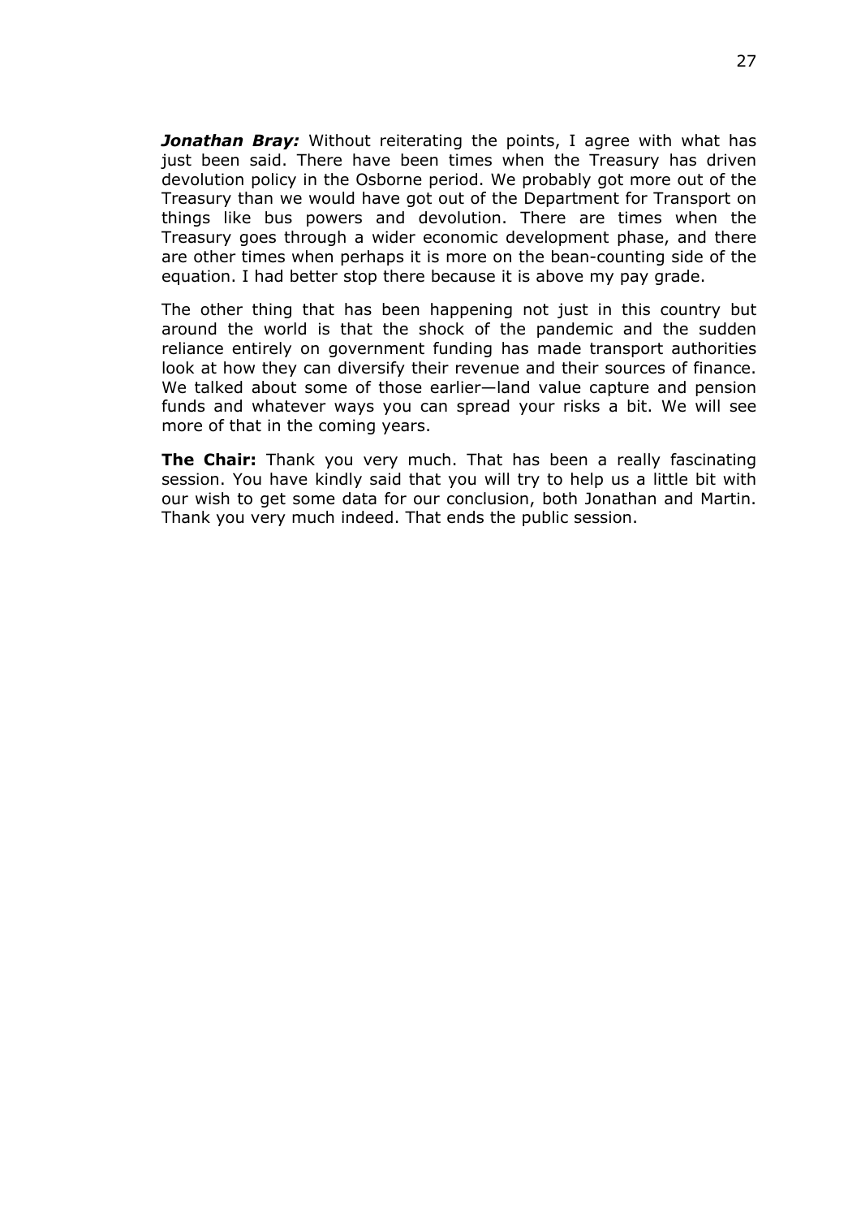***Jonathan Bray:*** Without reiterating the points, I agree with what has just been said. There have been times when the Treasury has driven devolution policy in the Osborne period. We probably got more out of the Treasury than we would have got out of the Department for Transport on things like bus powers and devolution. There are times when the Treasury goes through a wider economic development phase, and there are other times when perhaps it is more on the bean-counting side of the equation. I had better stop there because it is above my pay grade.

The other thing that has been happening not just in this country but around the world is that the shock of the pandemic and the sudden reliance entirely on government funding has made transport authorities look at how they can diversify their revenue and their sources of finance. We talked about some of those earlier—land value capture and pension funds and whatever ways you can spread your risks a bit. We will see more of that in the coming years.

**The Chair:** Thank you very much. That has been a really fascinating session. You have kindly said that you will try to help us a little bit with our wish to get some data for our conclusion, both Jonathan and Martin. Thank you very much indeed. That ends the public session.